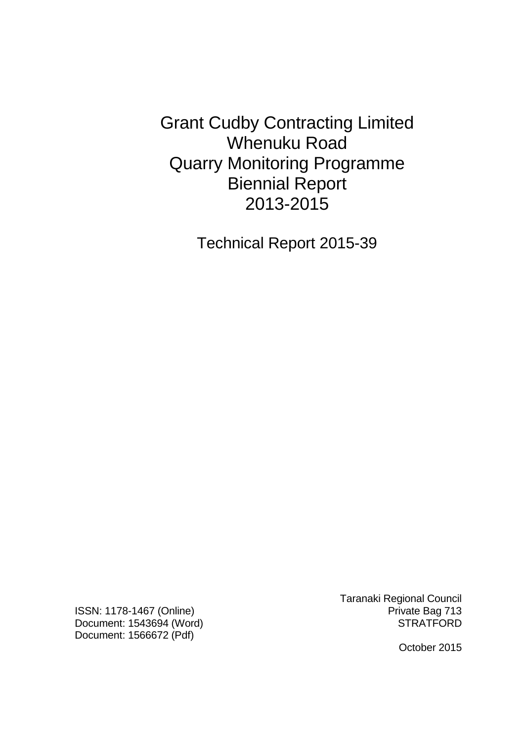# Grant Cudby Contracting Limited Whenuku Road Quarry Monitoring Programme Biennial Report 2013-2015

Technical Report 2015-39

Taranaki Regional Council
Private Bag 713
STRATFORD

ISSN: 1178-1467 (Online)
Document: 1543694 (Word)
Document: 1566672 (Pdf)

October 2015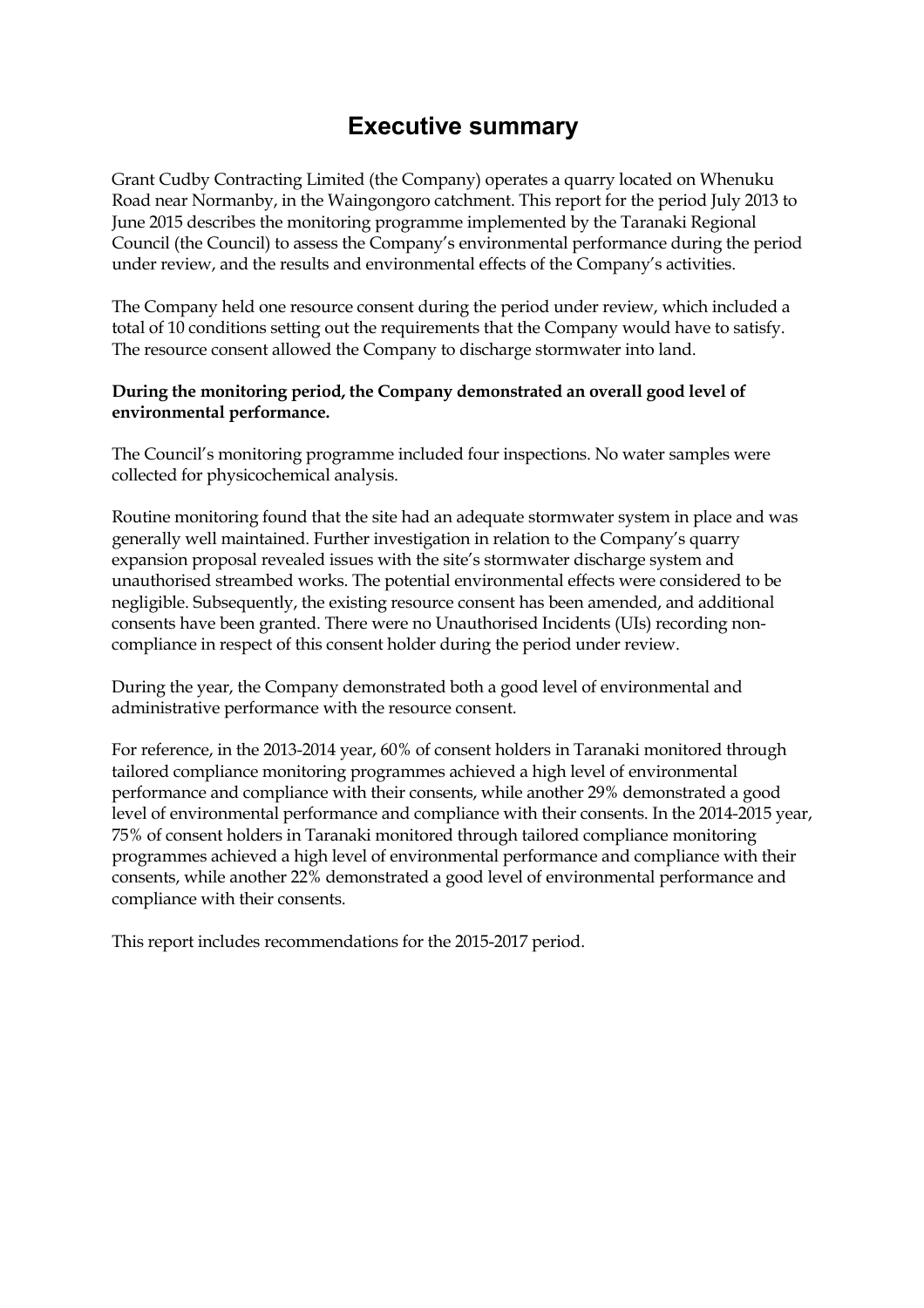# Executive summary

Grant Cudby Contracting Limited (the Company) operates a quarry located on Whenuku Road near Normanby, in the Waingongoro catchment. This report for the period July 2013 to June 2015 describes the monitoring programme implemented by the Taranaki Regional Council (the Council) to assess the Company's environmental performance during the period under review, and the results and environmental effects of the Company's activities.

The Company held one resource consent during the period under review, which included a total of 10 conditions setting out the requirements that the Company would have to satisfy. The resource consent allowed the Company to discharge stormwater into land.

**During the monitoring period, the Company demonstrated an overall good level of environmental performance.**

The Council's monitoring programme included four inspections. No water samples were collected for physicochemical analysis.

Routine monitoring found that the site had an adequate stormwater system in place and was generally well maintained. Further investigation in relation to the Company's quarry expansion proposal revealed issues with the site's stormwater discharge system and unauthorised streambed works. The potential environmental effects were considered to be negligible. Subsequently, the existing resource consent has been amended, and additional consents have been granted. There were no Unauthorised Incidents (UIs) recording non-compliance in respect of this consent holder during the period under review.

During the year, the Company demonstrated both a good level of environmental and administrative performance with the resource consent.

For reference, in the 2013-2014 year, 60% of consent holders in Taranaki monitored through tailored compliance monitoring programmes achieved a high level of environmental performance and compliance with their consents, while another 29% demonstrated a good level of environmental performance and compliance with their consents. In the 2014-2015 year, 75% of consent holders in Taranaki monitored through tailored compliance monitoring programmes achieved a high level of environmental performance and compliance with their consents, while another 22% demonstrated a good level of environmental performance and compliance with their consents.

This report includes recommendations for the 2015-2017 period.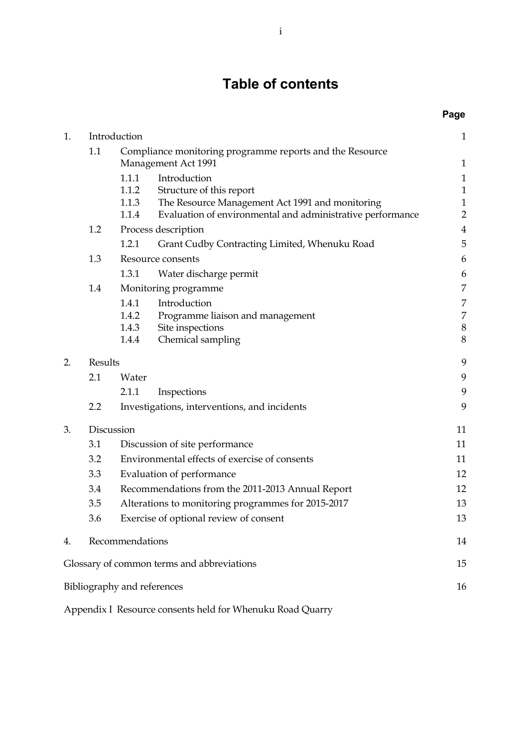# Table of contents

| | | | Page |
|---|---|---|---|
| 1. | Introduction | | 1 |
| | 1.1 | Compliance monitoring programme reports and the Resource Management Act 1991 | 1 |
| | | 1.1.1 Introduction | 1 |
| | | 1.1.2 Structure of this report | 1 |
| | | 1.1.3 The Resource Management Act 1991 and monitoring | 1 |
| | | 1.1.4 Evaluation of environmental and administrative performance | 2 |
| | 1.2 | Process description | 4 |
| | | 1.2.1 Grant Cudby Contracting Limited, Whenuku Road | 5 |
| | 1.3 | Resource consents | 6 |
| | | 1.3.1 Water discharge permit | 6 |
| | 1.4 | Monitoring programme | 7 |
| | | 1.4.1 Introduction | 7 |
| | | 1.4.2 Programme liaison and management | 7 |
| | | 1.4.3 Site inspections | 8 |
| | | 1.4.4 Chemical sampling | 8 |
| 2. | Results | | 9 |
| | 2.1 | Water | 9 |
| | | 2.1.1 Inspections | 9 |
| | 2.2 | Investigations, interventions, and incidents | 9 |
| 3. | Discussion | | 11 |
| | 3.1 | Discussion of site performance | 11 |
| | 3.2 | Environmental effects of exercise of consents | 11 |
| | 3.3 | Evaluation of performance | 12 |
| | 3.4 | Recommendations from the 2011-2013 Annual Report | 12 |
| | 3.5 | Alterations to monitoring programmes for 2015-2017 | 13 |
| | 3.6 | Exercise of optional review of consent | 13 |
| 4. | Recommendations | | 14 |
| Glossary of common terms and abbreviations | | | 15 |
| Bibliography and references | | | 16 |
| Appendix I Resource consents held for Whenuku Road Quarry | | | |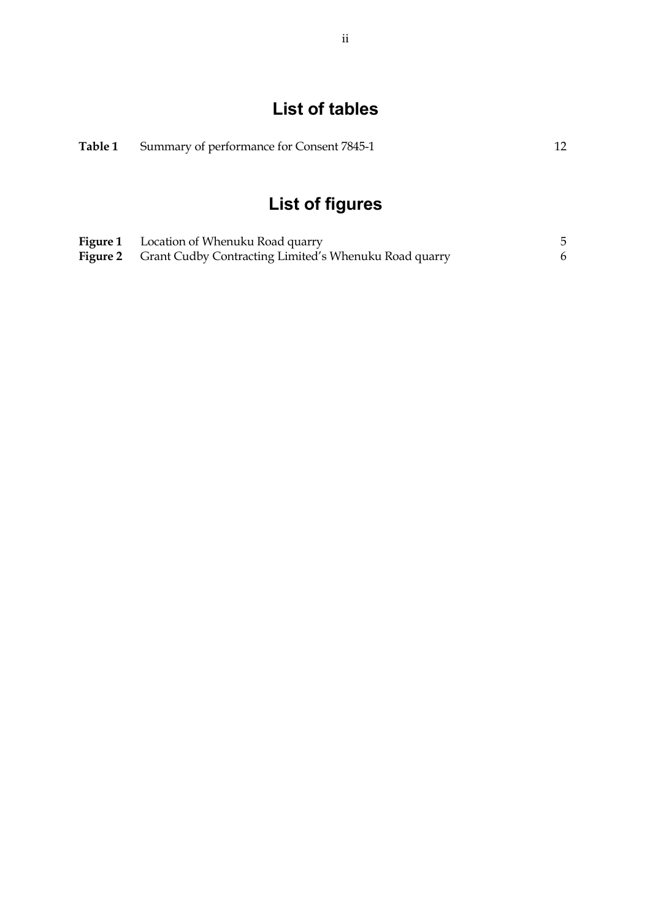# List of tables

**Table 1** Summary of performance for Consent 7845-1 12

# List of figures

**Figure 1** Location of Whenuku Road quarry 5

**Figure 2** Grant Cudby Contracting Limited's Whenuku Road quarry 6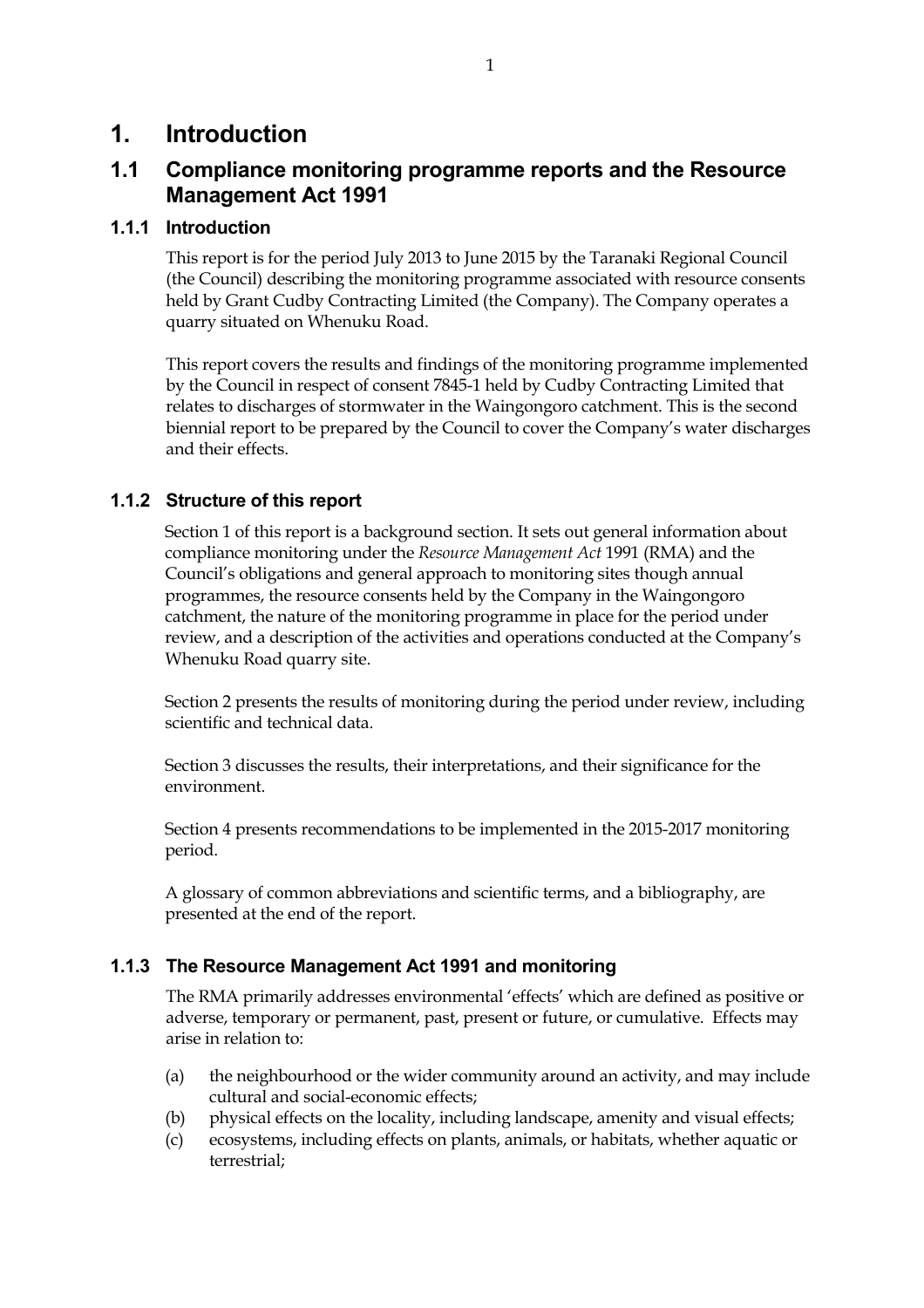# 1. Introduction

## 1.1 Compliance monitoring programme reports and the Resource Management Act 1991

### 1.1.1 Introduction

This report is for the period July 2013 to June 2015 by the Taranaki Regional Council (the Council) describing the monitoring programme associated with resource consents held by Grant Cudby Contracting Limited (the Company). The Company operates a quarry situated on Whenuku Road.

This report covers the results and findings of the monitoring programme implemented by the Council in respect of consent 7845-1 held by Cudby Contracting Limited that relates to discharges of stormwater in the Waingongoro catchment. This is the second biennial report to be prepared by the Council to cover the Company's water discharges and their effects.

### 1.1.2 Structure of this report

Section 1 of this report is a background section. It sets out general information about compliance monitoring under the *Resource Management Act* 1991 (RMA) and the Council's obligations and general approach to monitoring sites though annual programmes, the resource consents held by the Company in the Waingongoro catchment, the nature of the monitoring programme in place for the period under review, and a description of the activities and operations conducted at the Company's Whenuku Road quarry site.

Section 2 presents the results of monitoring during the period under review, including scientific and technical data.

Section 3 discusses the results, their interpretations, and their significance for the environment.

Section 4 presents recommendations to be implemented in the 2015-2017 monitoring period.

A glossary of common abbreviations and scientific terms, and a bibliography, are presented at the end of the report.

### 1.1.3 The Resource Management Act 1991 and monitoring

The RMA primarily addresses environmental 'effects' which are defined as positive or adverse, temporary or permanent, past, present or future, or cumulative. Effects may arise in relation to:

(a) the neighbourhood or the wider community around an activity, and may include cultural and social-economic effects;
(b) physical effects on the locality, including landscape, amenity and visual effects;
(c) ecosystems, including effects on plants, animals, or habitats, whether aquatic or terrestrial;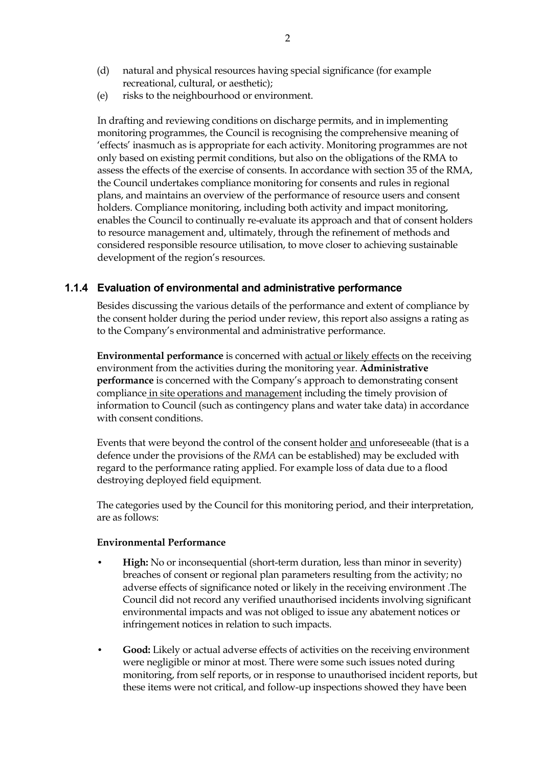(d) natural and physical resources having special significance (for example recreational, cultural, or aesthetic);

(e) risks to the neighbourhood or environment.

In drafting and reviewing conditions on discharge permits, and in implementing monitoring programmes, the Council is recognising the comprehensive meaning of 'effects' inasmuch as is appropriate for each activity. Monitoring programmes are not only based on existing permit conditions, but also on the obligations of the RMA to assess the effects of the exercise of consents. In accordance with section 35 of the RMA, the Council undertakes compliance monitoring for consents and rules in regional plans, and maintains an overview of the performance of resource users and consent holders. Compliance monitoring, including both activity and impact monitoring, enables the Council to continually re-evaluate its approach and that of consent holders to resource management and, ultimately, through the refinement of methods and considered responsible resource utilisation, to move closer to achieving sustainable development of the region's resources.

### 1.1.4 Evaluation of environmental and administrative performance

Besides discussing the various details of the performance and extent of compliance by the consent holder during the period under review, this report also assigns a rating as to the Company's environmental and administrative performance.

**Environmental performance** is concerned with <u>actual or likely effects</u> on the receiving environment from the activities during the monitoring year. **Administrative performance** is concerned with the Company's approach to demonstrating consent compliance <u>in site operations and management</u> including the timely provision of information to Council (such as contingency plans and water take data) in accordance with consent conditions.

Events that were beyond the control of the consent holder <u>and</u> unforeseeable (that is a defence under the provisions of the *RMA* can be established) may be excluded with regard to the performance rating applied. For example loss of data due to a flood destroying deployed field equipment.

The categories used by the Council for this monitoring period, and their interpretation, are as follows:

**Environmental Performance**

- **High:** No or inconsequential (short-term duration, less than minor in severity) breaches of consent or regional plan parameters resulting from the activity; no adverse effects of significance noted or likely in the receiving environment .The Council did not record any verified unauthorised incidents involving significant environmental impacts and was not obliged to issue any abatement notices or infringement notices in relation to such impacts.

- **Good:** Likely or actual adverse effects of activities on the receiving environment were negligible or minor at most. There were some such issues noted during monitoring, from self reports, or in response to unauthorised incident reports, but these items were not critical, and follow-up inspections showed they have been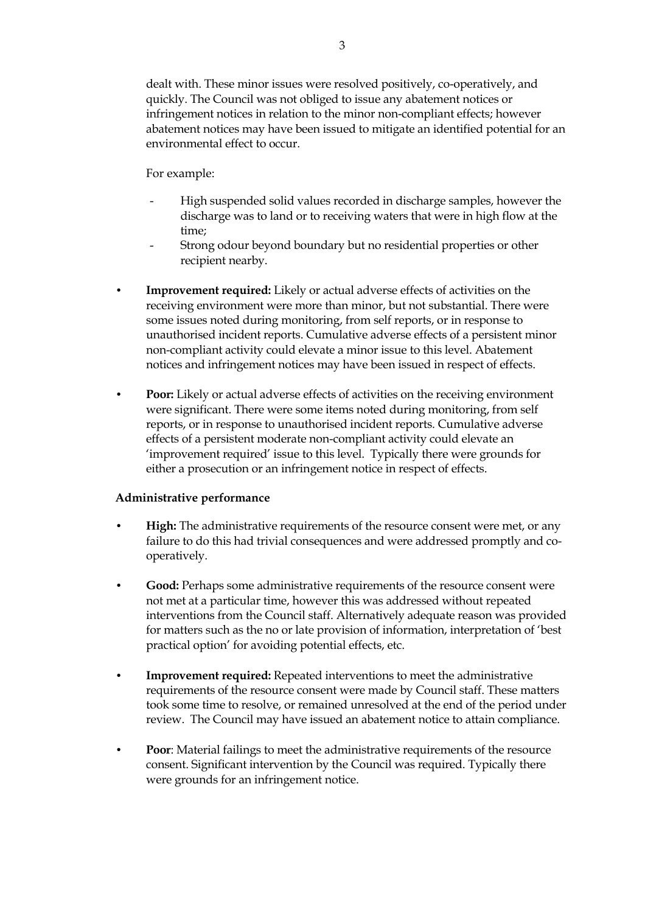dealt with. These minor issues were resolved positively, co-operatively, and quickly. The Council was not obliged to issue any abatement notices or infringement notices in relation to the minor non-compliant effects; however abatement notices may have been issued to mitigate an identified potential for an environmental effect to occur.

For example:

- High suspended solid values recorded in discharge samples, however the discharge was to land or to receiving waters that were in high flow at the time;
- Strong odour beyond boundary but no residential properties or other recipient nearby.

- **Improvement required:** Likely or actual adverse effects of activities on the receiving environment were more than minor, but not substantial. There were some issues noted during monitoring, from self reports, or in response to unauthorised incident reports. Cumulative adverse effects of a persistent minor non-compliant activity could elevate a minor issue to this level. Abatement notices and infringement notices may have been issued in respect of effects.

- **Poor:** Likely or actual adverse effects of activities on the receiving environment were significant. There were some items noted during monitoring, from self reports, or in response to unauthorised incident reports. Cumulative adverse effects of a persistent moderate non-compliant activity could elevate an 'improvement required' issue to this level. Typically there were grounds for either a prosecution or an infringement notice in respect of effects.

**Administrative performance**

- **High:** The administrative requirements of the resource consent were met, or any failure to do this had trivial consequences and were addressed promptly and co-operatively.

- **Good:** Perhaps some administrative requirements of the resource consent were not met at a particular time, however this was addressed without repeated interventions from the Council staff. Alternatively adequate reason was provided for matters such as the no or late provision of information, interpretation of 'best practical option' for avoiding potential effects, etc.

- **Improvement required:** Repeated interventions to meet the administrative requirements of the resource consent were made by Council staff. These matters took some time to resolve, or remained unresolved at the end of the period under review. The Council may have issued an abatement notice to attain compliance.

- **Poor**: Material failings to meet the administrative requirements of the resource consent. Significant intervention by the Council was required. Typically there were grounds for an infringement notice.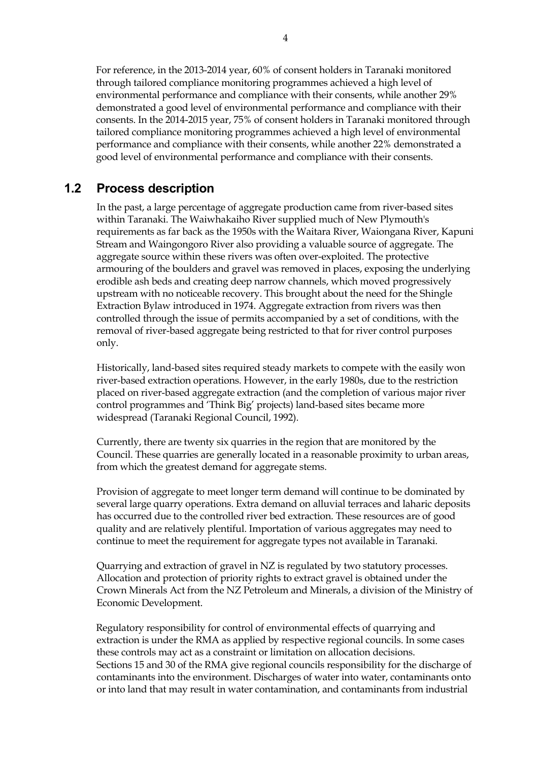For reference, in the 2013-2014 year, 60% of consent holders in Taranaki monitored through tailored compliance monitoring programmes achieved a high level of environmental performance and compliance with their consents, while another 29% demonstrated a good level of environmental performance and compliance with their consents. In the 2014-2015 year, 75% of consent holders in Taranaki monitored through tailored compliance monitoring programmes achieved a high level of environmental performance and compliance with their consents, while another 22% demonstrated a good level of environmental performance and compliance with their consents.

## 1.2 Process description

In the past, a large percentage of aggregate production came from river-based sites within Taranaki. The Waiwhakaiho River supplied much of New Plymouth's requirements as far back as the 1950s with the Waitara River, Waiongana River, Kapuni Stream and Waingongoro River also providing a valuable source of aggregate. The aggregate source within these rivers was often over-exploited. The protective armouring of the boulders and gravel was removed in places, exposing the underlying erodible ash beds and creating deep narrow channels, which moved progressively upstream with no noticeable recovery. This brought about the need for the Shingle Extraction Bylaw introduced in 1974. Aggregate extraction from rivers was then controlled through the issue of permits accompanied by a set of conditions, with the removal of river-based aggregate being restricted to that for river control purposes only.

Historically, land-based sites required steady markets to compete with the easily won river-based extraction operations. However, in the early 1980s, due to the restriction placed on river-based aggregate extraction (and the completion of various major river control programmes and 'Think Big' projects) land-based sites became more widespread (Taranaki Regional Council, 1992).

Currently, there are twenty six quarries in the region that are monitored by the Council. These quarries are generally located in a reasonable proximity to urban areas, from which the greatest demand for aggregate stems.

Provision of aggregate to meet longer term demand will continue to be dominated by several large quarry operations. Extra demand on alluvial terraces and laharic deposits has occurred due to the controlled river bed extraction. These resources are of good quality and are relatively plentiful. Importation of various aggregates may need to continue to meet the requirement for aggregate types not available in Taranaki.

Quarrying and extraction of gravel in NZ is regulated by two statutory processes. Allocation and protection of priority rights to extract gravel is obtained under the Crown Minerals Act from the NZ Petroleum and Minerals, a division of the Ministry of Economic Development.

Regulatory responsibility for control of environmental effects of quarrying and extraction is under the RMA as applied by respective regional councils. In some cases these controls may act as a constraint or limitation on allocation decisions. Sections 15 and 30 of the RMA give regional councils responsibility for the discharge of contaminants into the environment. Discharges of water into water, contaminants onto or into land that may result in water contamination, and contaminants from industrial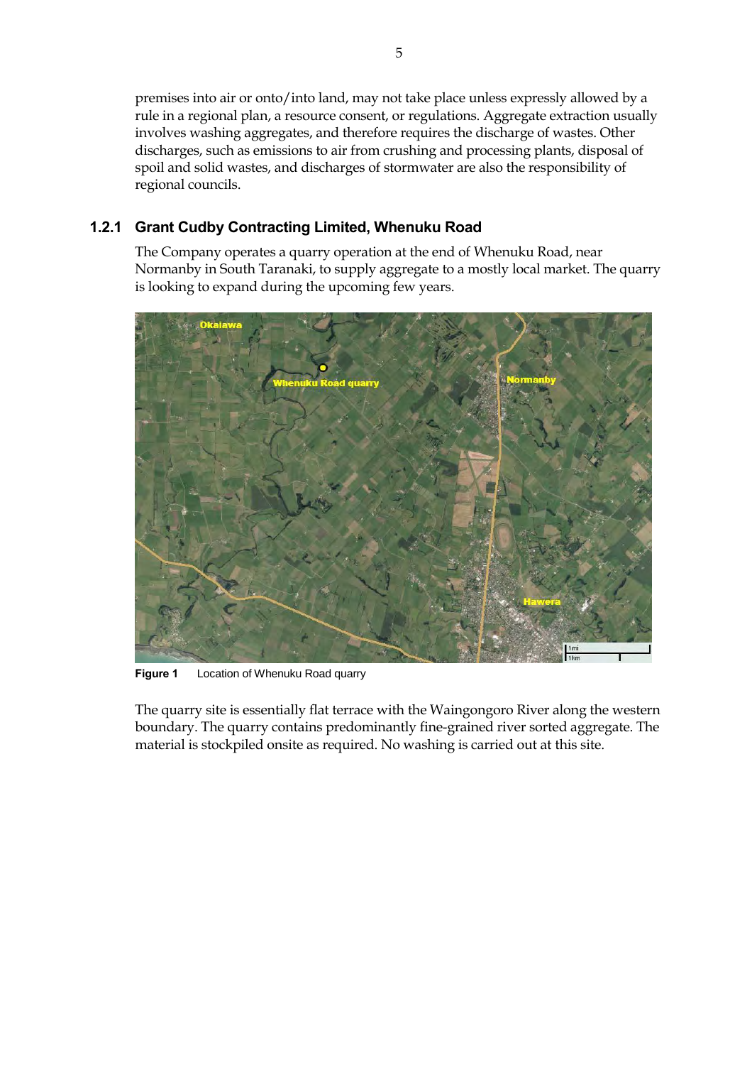premises into air or onto/into land, may not take place unless expressly allowed by a rule in a regional plan, a resource consent, or regulations. Aggregate extraction usually involves washing aggregates, and therefore requires the discharge of wastes. Other discharges, such as emissions to air from crushing and processing plants, disposal of spoil and solid wastes, and discharges of stormwater are also the responsibility of regional councils.

### 1.2.1 Grant Cudby Contracting Limited, Whenuku Road

The Company operates a quarry operation at the end of Whenuku Road, near Normanby in South Taranaki, to supply aggregate to a mostly local market. The quarry is looking to expand during the upcoming few years.

**Figure 1** Location of Whenuku Road quarry

The quarry site is essentially flat terrace with the Waingongoro River along the western boundary. The quarry contains predominantly fine-grained river sorted aggregate. The material is stockpiled onsite as required. No washing is carried out at this site.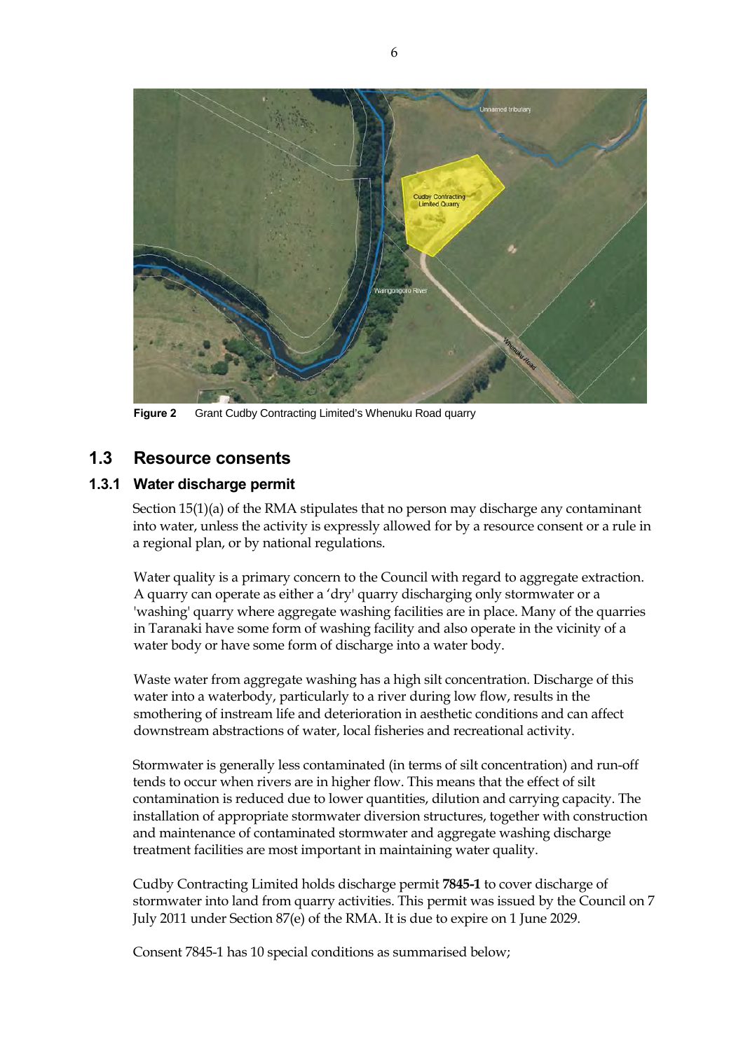**Figure 2** Grant Cudby Contracting Limited's Whenuku Road quarry

## 1.3 Resource consents

### 1.3.1 Water discharge permit

Section 15(1)(a) of the RMA stipulates that no person may discharge any contaminant into water, unless the activity is expressly allowed for by a resource consent or a rule in a regional plan, or by national regulations.

Water quality is a primary concern to the Council with regard to aggregate extraction. A quarry can operate as either a 'dry' quarry discharging only stormwater or a 'washing' quarry where aggregate washing facilities are in place. Many of the quarries in Taranaki have some form of washing facility and also operate in the vicinity of a water body or have some form of discharge into a water body.

Waste water from aggregate washing has a high silt concentration. Discharge of this water into a waterbody, particularly to a river during low flow, results in the smothering of instream life and deterioration in aesthetic conditions and can affect downstream abstractions of water, local fisheries and recreational activity.

Stormwater is generally less contaminated (in terms of silt concentration) and run-off tends to occur when rivers are in higher flow. This means that the effect of silt contamination is reduced due to lower quantities, dilution and carrying capacity. The installation of appropriate stormwater diversion structures, together with construction and maintenance of contaminated stormwater and aggregate washing discharge treatment facilities are most important in maintaining water quality.

Cudby Contracting Limited holds discharge permit **7845-1** to cover discharge of stormwater into land from quarry activities. This permit was issued by the Council on 7 July 2011 under Section 87(e) of the RMA. It is due to expire on 1 June 2029.

Consent 7845-1 has 10 special conditions as summarised below;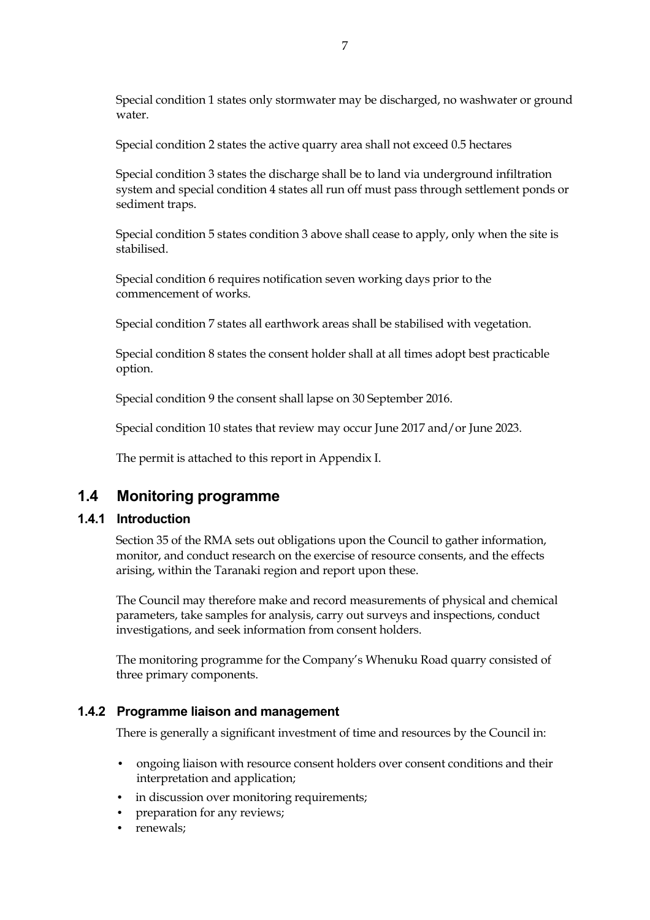Special condition 1 states only stormwater may be discharged, no washwater or ground water.

Special condition 2 states the active quarry area shall not exceed 0.5 hectares

Special condition 3 states the discharge shall be to land via underground infiltration system and special condition 4 states all run off must pass through settlement ponds or sediment traps.

Special condition 5 states condition 3 above shall cease to apply, only when the site is stabilised.

Special condition 6 requires notification seven working days prior to the commencement of works.

Special condition 7 states all earthwork areas shall be stabilised with vegetation.

Special condition 8 states the consent holder shall at all times adopt best practicable option.

Special condition 9 the consent shall lapse on 30 September 2016.

Special condition 10 states that review may occur June 2017 and/or June 2023.

The permit is attached to this report in Appendix I.

## 1.4 Monitoring programme

### 1.4.1 Introduction

Section 35 of the RMA sets out obligations upon the Council to gather information, monitor, and conduct research on the exercise of resource consents, and the effects arising, within the Taranaki region and report upon these.

The Council may therefore make and record measurements of physical and chemical parameters, take samples for analysis, carry out surveys and inspections, conduct investigations, and seek information from consent holders.

The monitoring programme for the Company's Whenuku Road quarry consisted of three primary components.

### 1.4.2 Programme liaison and management

There is generally a significant investment of time and resources by the Council in:

- ongoing liaison with resource consent holders over consent conditions and their interpretation and application;
- in discussion over monitoring requirements;
- preparation for any reviews;
- renewals;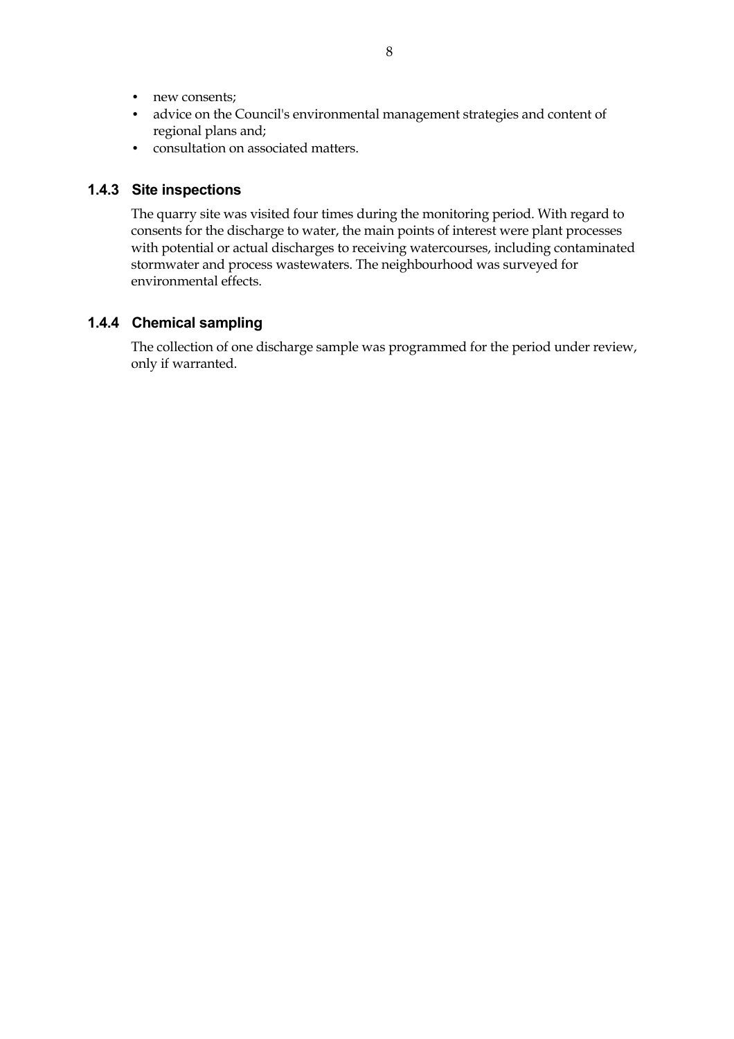- new consents;
- advice on the Council's environmental management strategies and content of regional plans and;
- consultation on associated matters.

### 1.4.3 Site inspections

The quarry site was visited four times during the monitoring period. With regard to consents for the discharge to water, the main points of interest were plant processes with potential or actual discharges to receiving watercourses, including contaminated stormwater and process wastewaters. The neighbourhood was surveyed for environmental effects.

### 1.4.4 Chemical sampling

The collection of one discharge sample was programmed for the period under review, only if warranted.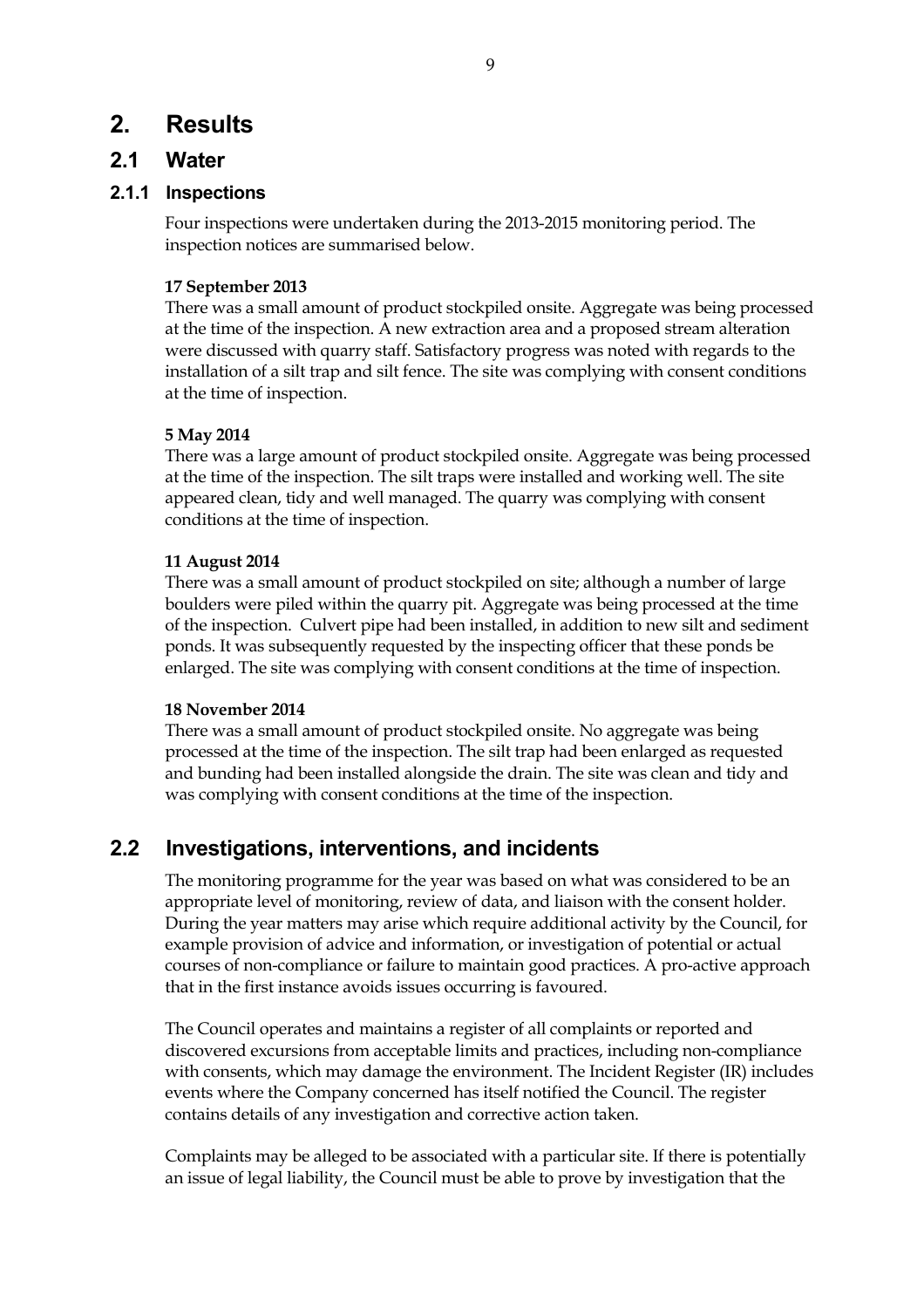# 2. Results

## 2.1 Water

### 2.1.1 Inspections

Four inspections were undertaken during the 2013-2015 monitoring period. The inspection notices are summarised below.

**17 September 2013**

There was a small amount of product stockpiled onsite. Aggregate was being processed at the time of the inspection. A new extraction area and a proposed stream alteration were discussed with quarry staff. Satisfactory progress was noted with regards to the installation of a silt trap and silt fence. The site was complying with consent conditions at the time of inspection.

**5 May 2014**

There was a large amount of product stockpiled onsite. Aggregate was being processed at the time of the inspection. The silt traps were installed and working well. The site appeared clean, tidy and well managed. The quarry was complying with consent conditions at the time of inspection.

**11 August 2014**

There was a small amount of product stockpiled on site; although a number of large boulders were piled within the quarry pit. Aggregate was being processed at the time of the inspection. Culvert pipe had been installed, in addition to new silt and sediment ponds. It was subsequently requested by the inspecting officer that these ponds be enlarged. The site was complying with consent conditions at the time of inspection.

**18 November 2014**

There was a small amount of product stockpiled onsite. No aggregate was being processed at the time of the inspection. The silt trap had been enlarged as requested and bunding had been installed alongside the drain. The site was clean and tidy and was complying with consent conditions at the time of the inspection.

## 2.2 Investigations, interventions, and incidents

The monitoring programme for the year was based on what was considered to be an appropriate level of monitoring, review of data, and liaison with the consent holder. During the year matters may arise which require additional activity by the Council, for example provision of advice and information, or investigation of potential or actual courses of non-compliance or failure to maintain good practices. A pro-active approach that in the first instance avoids issues occurring is favoured.

The Council operates and maintains a register of all complaints or reported and discovered excursions from acceptable limits and practices, including non-compliance with consents, which may damage the environment. The Incident Register (IR) includes events where the Company concerned has itself notified the Council. The register contains details of any investigation and corrective action taken.

Complaints may be alleged to be associated with a particular site. If there is potentially an issue of legal liability, the Council must be able to prove by investigation that the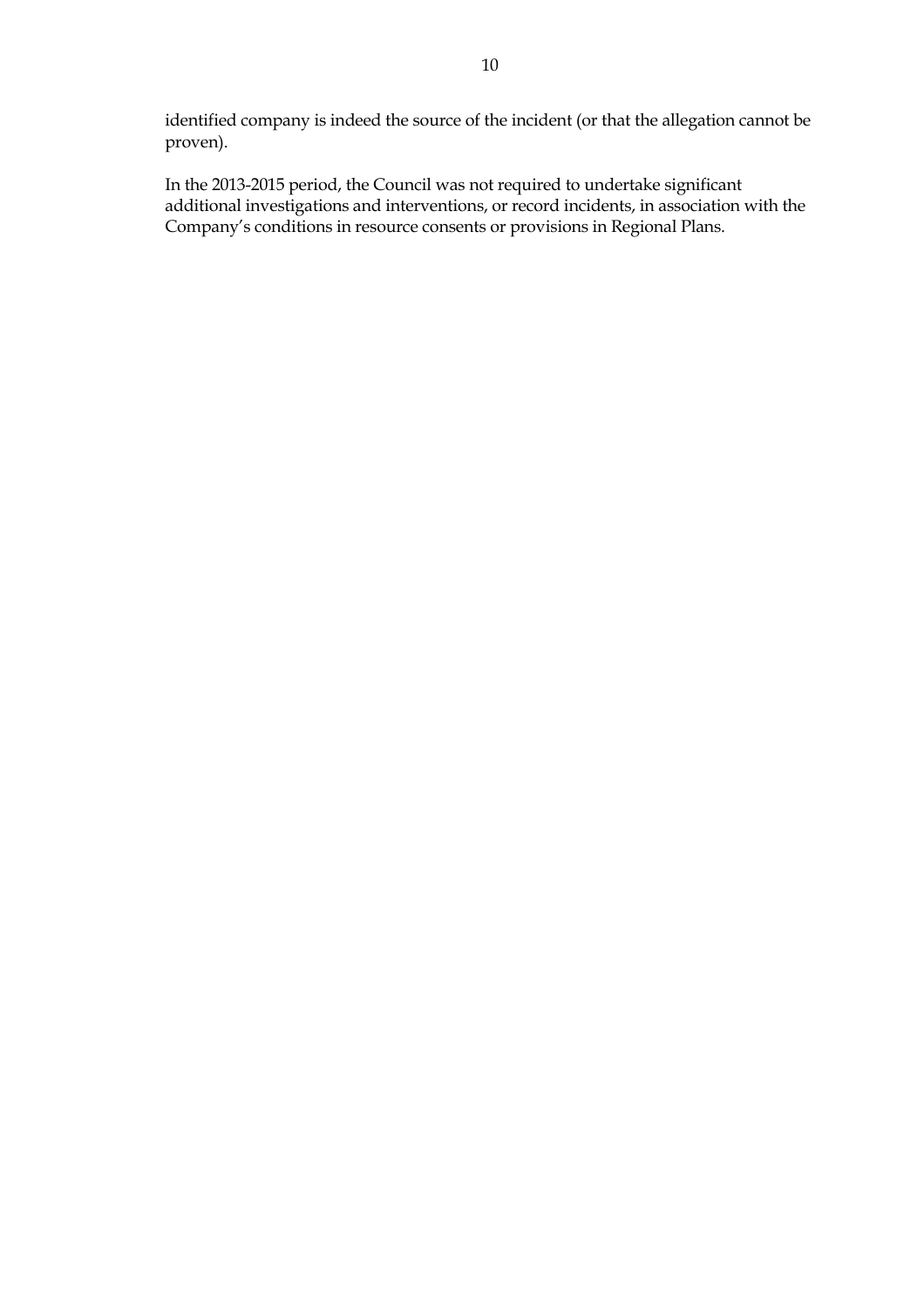identified company is indeed the source of the incident (or that the allegation cannot be proven).

In the 2013-2015 period, the Council was not required to undertake significant additional investigations and interventions, or record incidents, in association with the Company's conditions in resource consents or provisions in Regional Plans.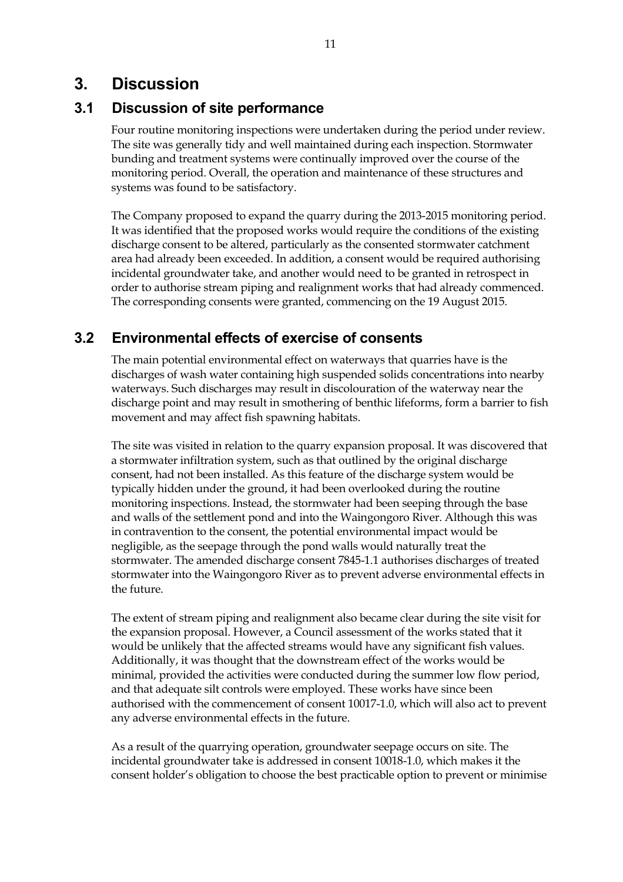# 3. Discussion

## 3.1 Discussion of site performance

Four routine monitoring inspections were undertaken during the period under review. The site was generally tidy and well maintained during each inspection. Stormwater bunding and treatment systems were continually improved over the course of the monitoring period. Overall, the operation and maintenance of these structures and systems was found to be satisfactory.

The Company proposed to expand the quarry during the 2013-2015 monitoring period. It was identified that the proposed works would require the conditions of the existing discharge consent to be altered, particularly as the consented stormwater catchment area had already been exceeded. In addition, a consent would be required authorising incidental groundwater take, and another would need to be granted in retrospect in order to authorise stream piping and realignment works that had already commenced. The corresponding consents were granted, commencing on the 19 August 2015.

## 3.2 Environmental effects of exercise of consents

The main potential environmental effect on waterways that quarries have is the discharges of wash water containing high suspended solids concentrations into nearby waterways. Such discharges may result in discolouration of the waterway near the discharge point and may result in smothering of benthic lifeforms, form a barrier to fish movement and may affect fish spawning habitats.

The site was visited in relation to the quarry expansion proposal. It was discovered that a stormwater infiltration system, such as that outlined by the original discharge consent, had not been installed. As this feature of the discharge system would be typically hidden under the ground, it had been overlooked during the routine monitoring inspections. Instead, the stormwater had been seeping through the base and walls of the settlement pond and into the Waingongoro River. Although this was in contravention to the consent, the potential environmental impact would be negligible, as the seepage through the pond walls would naturally treat the stormwater. The amended discharge consent 7845-1.1 authorises discharges of treated stormwater into the Waingongoro River as to prevent adverse environmental effects in the future.

The extent of stream piping and realignment also became clear during the site visit for the expansion proposal. However, a Council assessment of the works stated that it would be unlikely that the affected streams would have any significant fish values. Additionally, it was thought that the downstream effect of the works would be minimal, provided the activities were conducted during the summer low flow period, and that adequate silt controls were employed. These works have since been authorised with the commencement of consent 10017-1.0, which will also act to prevent any adverse environmental effects in the future.

As a result of the quarrying operation, groundwater seepage occurs on site. The incidental groundwater take is addressed in consent 10018-1.0, which makes it the consent holder's obligation to choose the best practicable option to prevent or minimise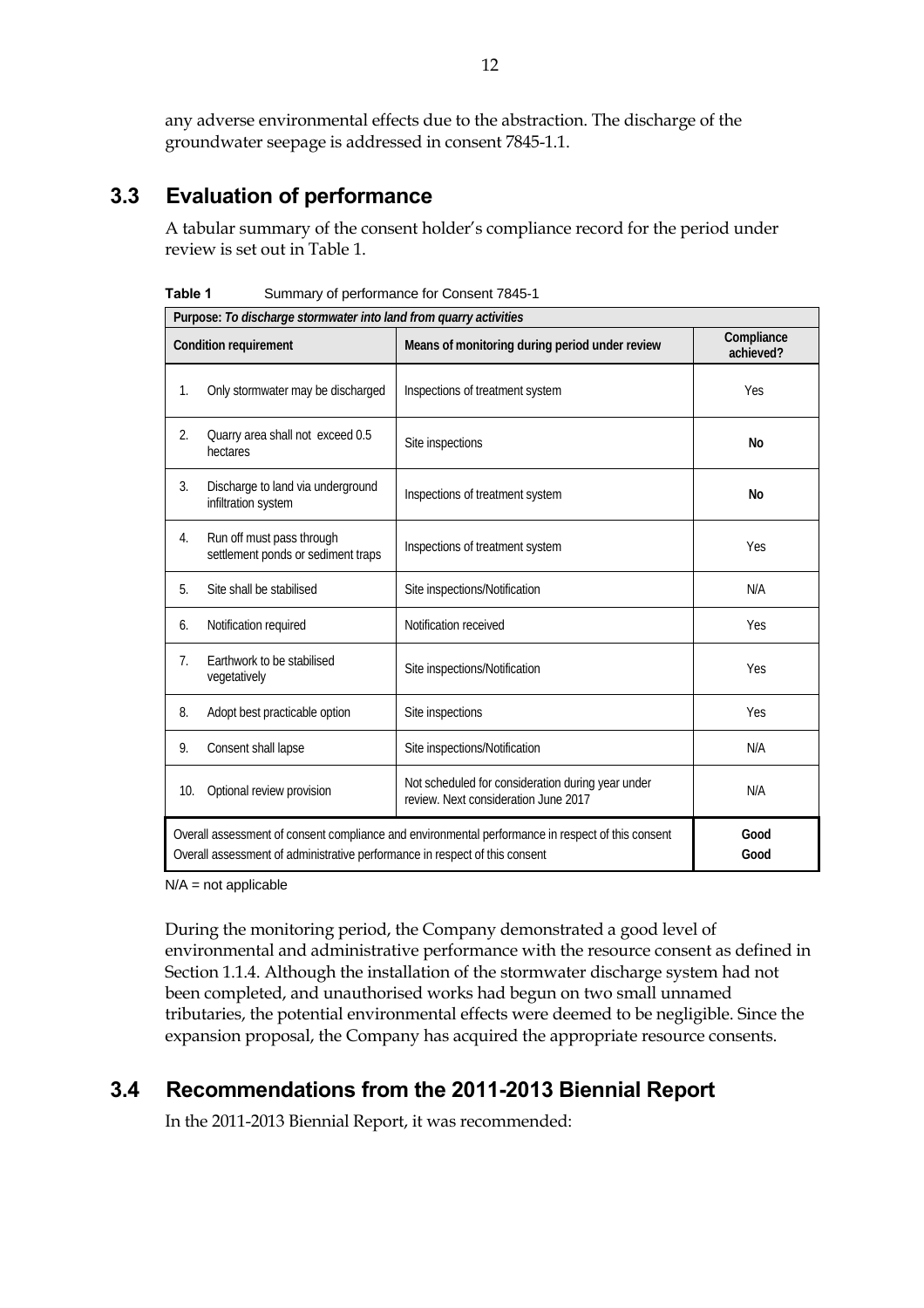any adverse environmental effects due to the abstraction. The discharge of the groundwater seepage is addressed in consent 7845-1.1.

## 3.3 Evaluation of performance

A tabular summary of the consent holder's compliance record for the period under review is set out in Table 1.

**Table 1** Summary of performance for Consent 7845-1

| Purpose: *To discharge stormwater into land from quarry activities* | | |
|---|---|---|
| **Condition requirement** | **Means of monitoring during period under review** | **Compliance achieved?** |
| 1. Only stormwater may be discharged | Inspections of treatment system | Yes |
| 2. Quarry area shall not exceed 0.5 hectares | Site inspections | **No** |
| 3. Discharge to land via underground infiltration system | Inspections of treatment system | **No** |
| 4. Run off must pass through settlement ponds or sediment traps | Inspections of treatment system | Yes |
| 5. Site shall be stabilised | Site inspections/Notification | N/A |
| 6. Notification required | Notification received | Yes |
| 7. Earthwork to be stabilised vegetatively | Site inspections/Notification | Yes |
| 8. Adopt best practicable option | Site inspections | Yes |
| 9. Consent shall lapse | Site inspections/Notification | N/A |
| 10. Optional review provision | Not scheduled for consideration during year under review. Next consideration June 2017 | N/A |
| Overall assessment of consent compliance and environmental performance in respect of this consent | | **Good** |
| Overall assessment of administrative performance in respect of this consent | | **Good** |

N/A = not applicable

During the monitoring period, the Company demonstrated a good level of environmental and administrative performance with the resource consent as defined in Section 1.1.4. Although the installation of the stormwater discharge system had not been completed, and unauthorised works had begun on two small unnamed tributaries, the potential environmental effects were deemed to be negligible. Since the expansion proposal, the Company has acquired the appropriate resource consents.

## 3.4 Recommendations from the 2011-2013 Biennial Report

In the 2011-2013 Biennial Report, it was recommended: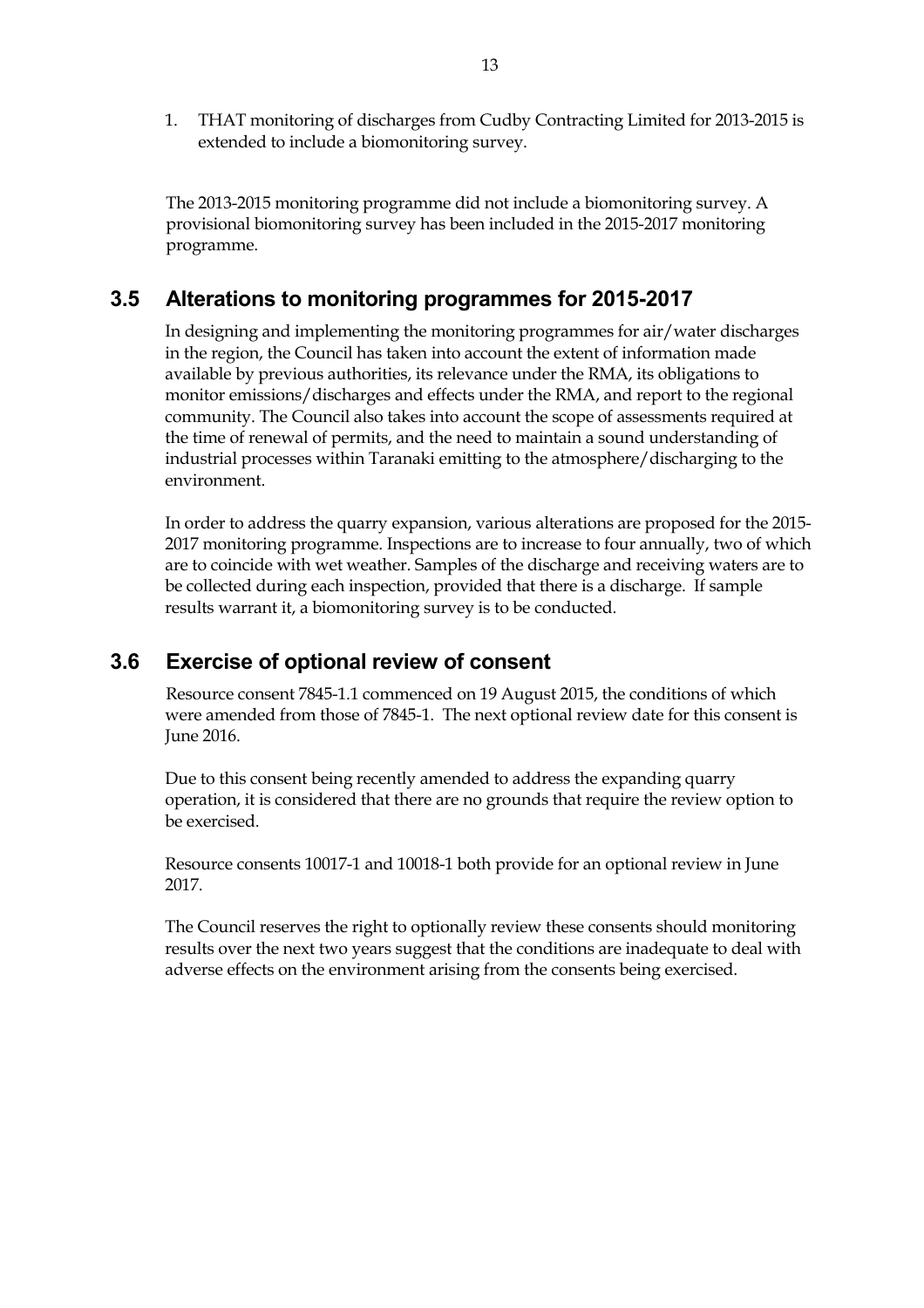1. THAT monitoring of discharges from Cudby Contracting Limited for 2013-2015 is extended to include a biomonitoring survey.

The 2013-2015 monitoring programme did not include a biomonitoring survey. A provisional biomonitoring survey has been included in the 2015-2017 monitoring programme.

## 3.5 Alterations to monitoring programmes for 2015-2017

In designing and implementing the monitoring programmes for air/water discharges in the region, the Council has taken into account the extent of information made available by previous authorities, its relevance under the RMA, its obligations to monitor emissions/discharges and effects under the RMA, and report to the regional community. The Council also takes into account the scope of assessments required at the time of renewal of permits, and the need to maintain a sound understanding of industrial processes within Taranaki emitting to the atmosphere/discharging to the environment.

In order to address the quarry expansion, various alterations are proposed for the 2015-2017 monitoring programme. Inspections are to increase to four annually, two of which are to coincide with wet weather. Samples of the discharge and receiving waters are to be collected during each inspection, provided that there is a discharge. If sample results warrant it, a biomonitoring survey is to be conducted.

## 3.6 Exercise of optional review of consent

Resource consent 7845-1.1 commenced on 19 August 2015, the conditions of which were amended from those of 7845-1. The next optional review date for this consent is June 2016.

Due to this consent being recently amended to address the expanding quarry operation, it is considered that there are no grounds that require the review option to be exercised.

Resource consents 10017-1 and 10018-1 both provide for an optional review in June 2017.

The Council reserves the right to optionally review these consents should monitoring results over the next two years suggest that the conditions are inadequate to deal with adverse effects on the environment arising from the consents being exercised.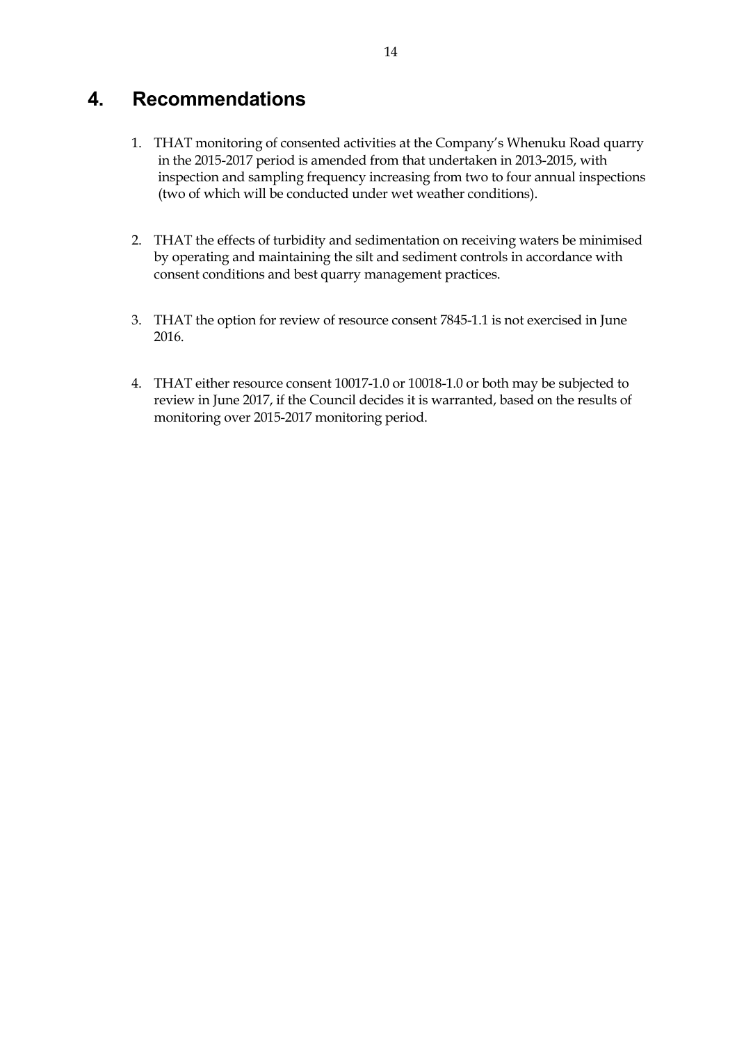# 4. Recommendations

1. THAT monitoring of consented activities at the Company's Whenuku Road quarry in the 2015-2017 period is amended from that undertaken in 2013-2015, with inspection and sampling frequency increasing from two to four annual inspections (two of which will be conducted under wet weather conditions).

2. THAT the effects of turbidity and sedimentation on receiving waters be minimised by operating and maintaining the silt and sediment controls in accordance with consent conditions and best quarry management practices.

3. THAT the option for review of resource consent 7845-1.1 is not exercised in June 2016.

4. THAT either resource consent 10017-1.0 or 10018-1.0 or both may be subjected to review in June 2017, if the Council decides it is warranted, based on the results of monitoring over 2015-2017 monitoring period.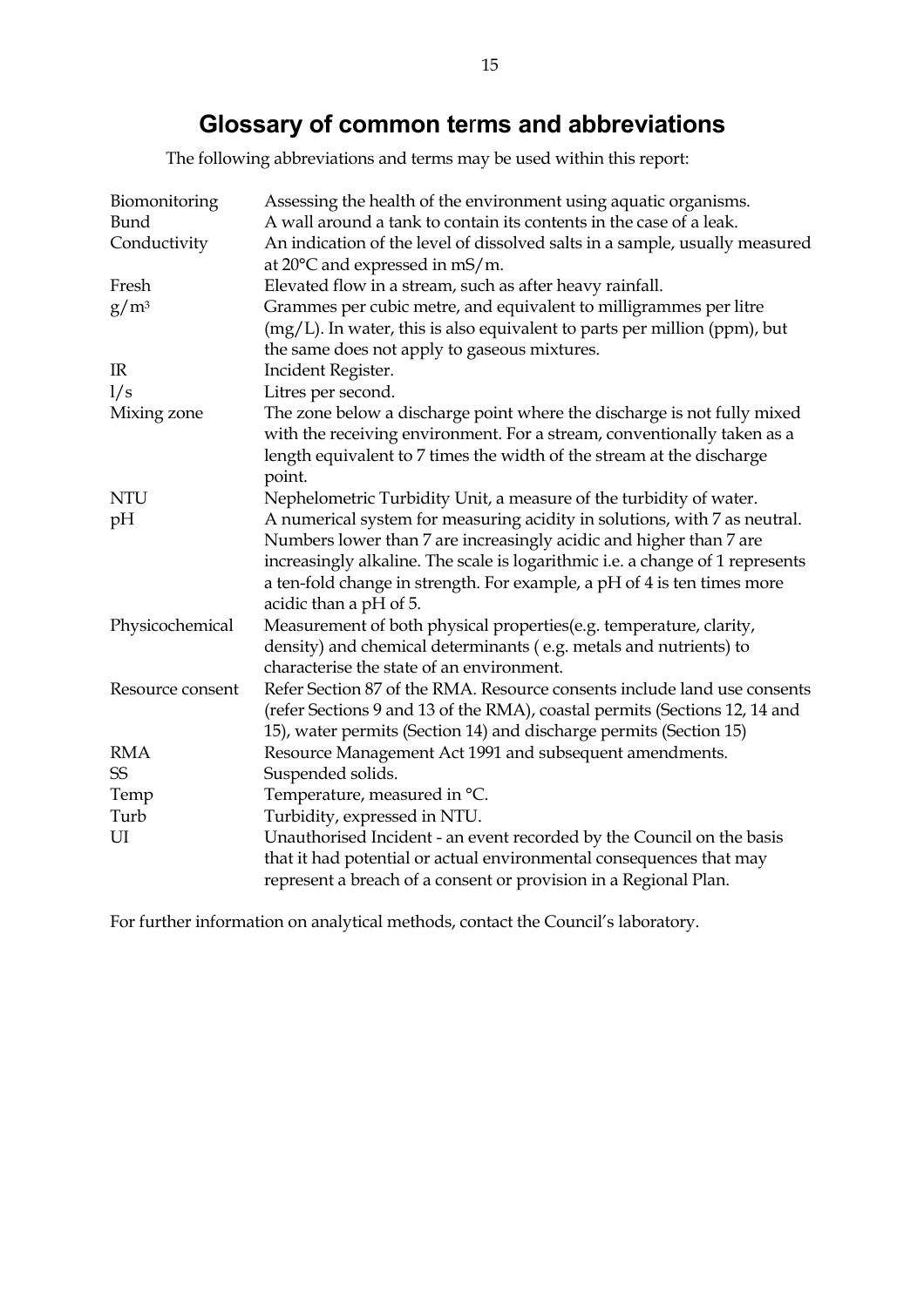# Glossary of common terms and abbreviations

The following abbreviations and terms may be used within this report:

| | |
|---|---|
| Biomonitoring | Assessing the health of the environment using aquatic organisms. |
| Bund | A wall around a tank to contain its contents in the case of a leak. |
| Conductivity | An indication of the level of dissolved salts in a sample, usually measured at 20°C and expressed in mS/m. |
| Fresh | Elevated flow in a stream, such as after heavy rainfall. |
| $g/m^3$ | Grammes per cubic metre, and equivalent to milligrammes per litre (mg/L). In water, this is also equivalent to parts per million (ppm), but the same does not apply to gaseous mixtures. |
| IR | Incident Register. |
| l/s | Litres per second. |
| Mixing zone | The zone below a discharge point where the discharge is not fully mixed with the receiving environment. For a stream, conventionally taken as a length equivalent to 7 times the width of the stream at the discharge point. |
| NTU | Nephelometric Turbidity Unit, a measure of the turbidity of water. |
| pH | A numerical system for measuring acidity in solutions, with 7 as neutral. Numbers lower than 7 are increasingly acidic and higher than 7 are increasingly alkaline. The scale is logarithmic i.e. a change of 1 represents a ten-fold change in strength. For example, a pH of 4 is ten times more acidic than a pH of 5. |
| Physicochemical | Measurement of both physical properties(e.g. temperature, clarity, density) and chemical determinants ( e.g. metals and nutrients) to characterise the state of an environment. |
| Resource consent | Refer Section 87 of the RMA. Resource consents include land use consents (refer Sections 9 and 13 of the RMA), coastal permits (Sections 12, 14 and 15), water permits (Section 14) and discharge permits (Section 15) |
| RMA | Resource Management Act 1991 and subsequent amendments. |
| SS | Suspended solids. |
| Temp | Temperature, measured in °C. |
| Turb | Turbidity, expressed in NTU. |
| UI | Unauthorised Incident - an event recorded by the Council on the basis that it had potential or actual environmental consequences that may represent a breach of a consent or provision in a Regional Plan. |

For further information on analytical methods, contact the Council's laboratory.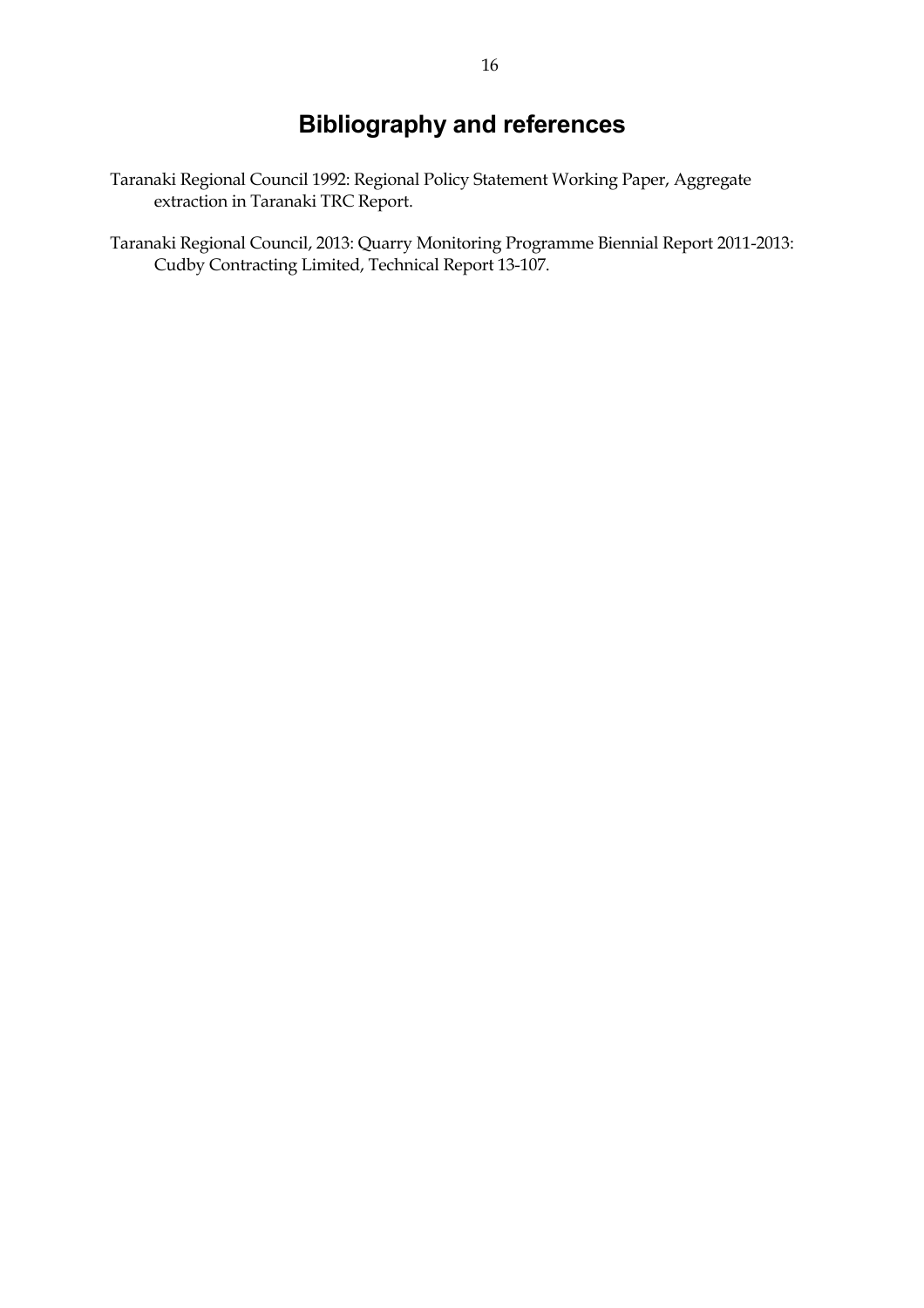# Bibliography and references

Taranaki Regional Council 1992: Regional Policy Statement Working Paper, Aggregate extraction in Taranaki TRC Report.

Taranaki Regional Council, 2013: Quarry Monitoring Programme Biennial Report 2011-2013: Cudby Contracting Limited, Technical Report 13-107.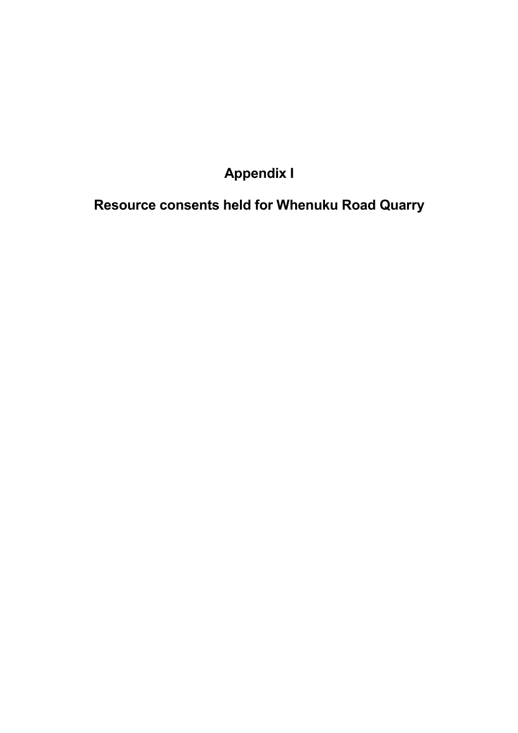# Appendix I

# Resource consents held for Whenuku Road Quarry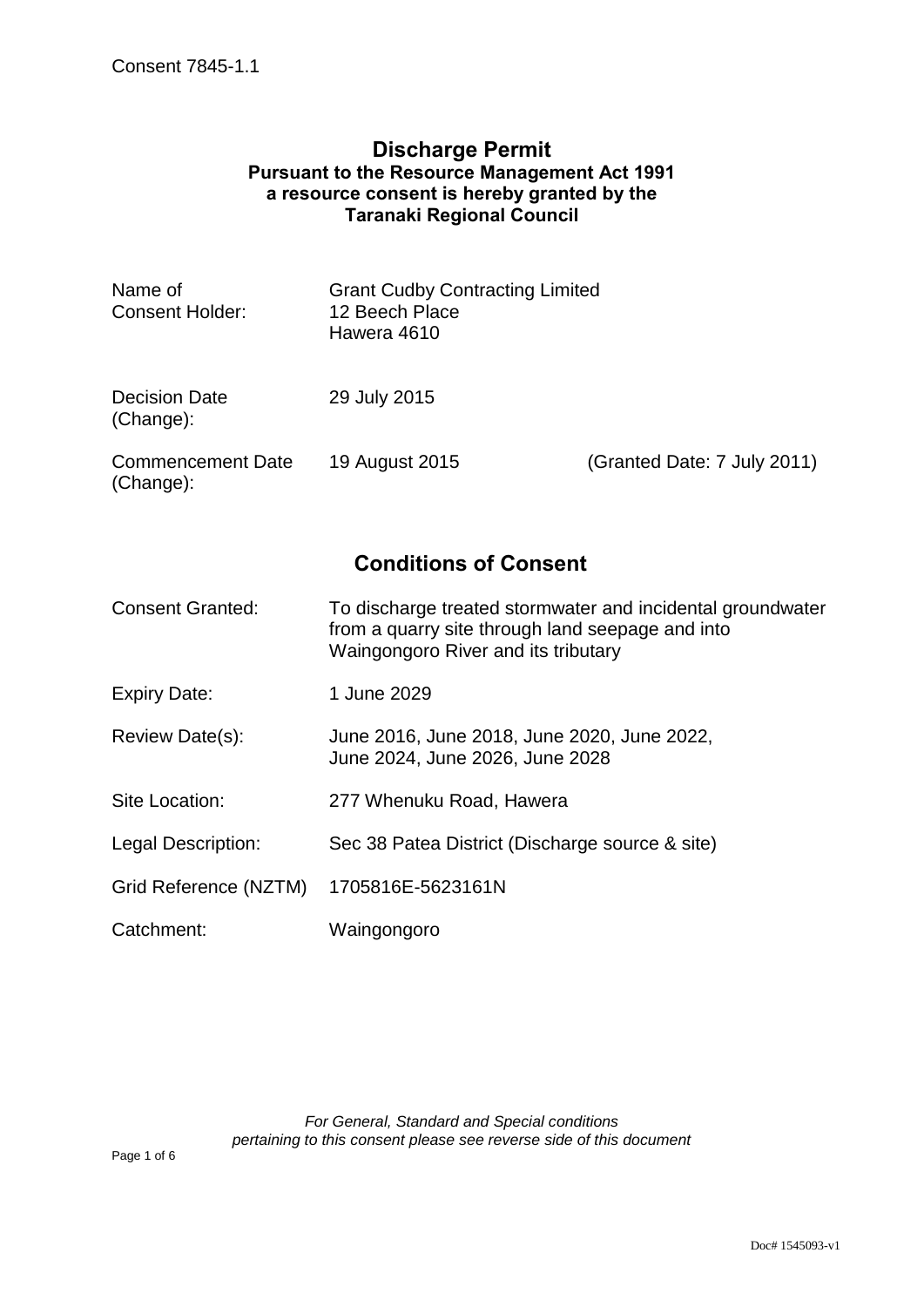Consent 7845-1.1

# Discharge Permit

**Pursuant to the Resource Management Act 1991**
**a resource consent is hereby granted by the**
**Taranaki Regional Council**

| | | |
|---|---|---|
| Name of Consent Holder: | Grant Cudby Contracting Limited<br>12 Beech Place<br>Hawera 4610 | |
| Decision Date (Change): | 29 July 2015 | |
| Commencement Date (Change): | 19 August 2015 | (Granted Date: 7 July 2011) |

## Conditions of Consent

| | |
|---|---|
| Consent Granted: | To discharge treated stormwater and incidental groundwater from a quarry site through land seepage and into Waingongoro River and its tributary |
| Expiry Date: | 1 June 2029 |
| Review Date(s): | June 2016, June 2018, June 2020, June 2022, June 2024, June 2026, June 2028 |
| Site Location: | 277 Whenuku Road, Hawera |
| Legal Description: | Sec 38 Patea District (Discharge source & site) |
| Grid Reference (NZTM) | 1705816E-5623161N |
| Catchment: | Waingongoro |

*For General, Standard and Special conditions pertaining to this consent please see reverse side of this document*

Doc# 1545093-v1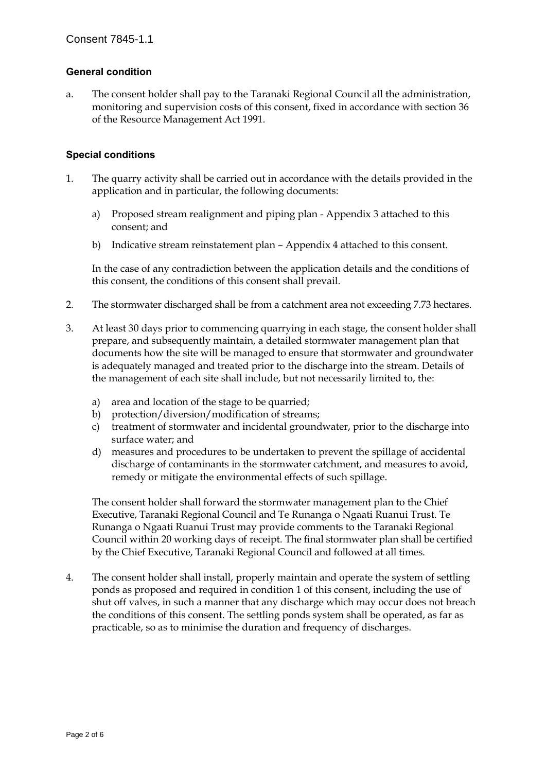Consent 7845-1.1

### General condition

a. The consent holder shall pay to the Taranaki Regional Council all the administration, monitoring and supervision costs of this consent, fixed in accordance with section 36 of the Resource Management Act 1991.

### Special conditions

1. The quarry activity shall be carried out in accordance with the details provided in the application and in particular, the following documents:

    a) Proposed stream realignment and piping plan - Appendix 3 attached to this consent; and

    b) Indicative stream reinstatement plan – Appendix 4 attached to this consent.

    In the case of any contradiction between the application details and the conditions of this consent, the conditions of this consent shall prevail.

2. The stormwater discharged shall be from a catchment area not exceeding 7.73 hectares.

3. At least 30 days prior to commencing quarrying in each stage, the consent holder shall prepare, and subsequently maintain, a detailed stormwater management plan that documents how the site will be managed to ensure that stormwater and groundwater is adequately managed and treated prior to the discharge into the stream. Details of the management of each site shall include, but not necessarily limited to, the:

    a) area and location of the stage to be quarried;
    b) protection/diversion/modification of streams;
    c) treatment of stormwater and incidental groundwater, prior to the discharge into surface water; and
    d) measures and procedures to be undertaken to prevent the spillage of accidental discharge of contaminants in the stormwater catchment, and measures to avoid, remedy or mitigate the environmental effects of such spillage.

    The consent holder shall forward the stormwater management plan to the Chief Executive, Taranaki Regional Council and Te Runanga o Ngaati Ruanui Trust. Te Runanga o Ngaati Ruanui Trust may provide comments to the Taranaki Regional Council within 20 working days of receipt. The final stormwater plan shall be certified by the Chief Executive, Taranaki Regional Council and followed at all times.

4. The consent holder shall install, properly maintain and operate the system of settling ponds as proposed and required in condition 1 of this consent, including the use of shut off valves, in such a manner that any discharge which may occur does not breach the conditions of this consent. The settling ponds system shall be operated, as far as practicable, so as to minimise the duration and frequency of discharges.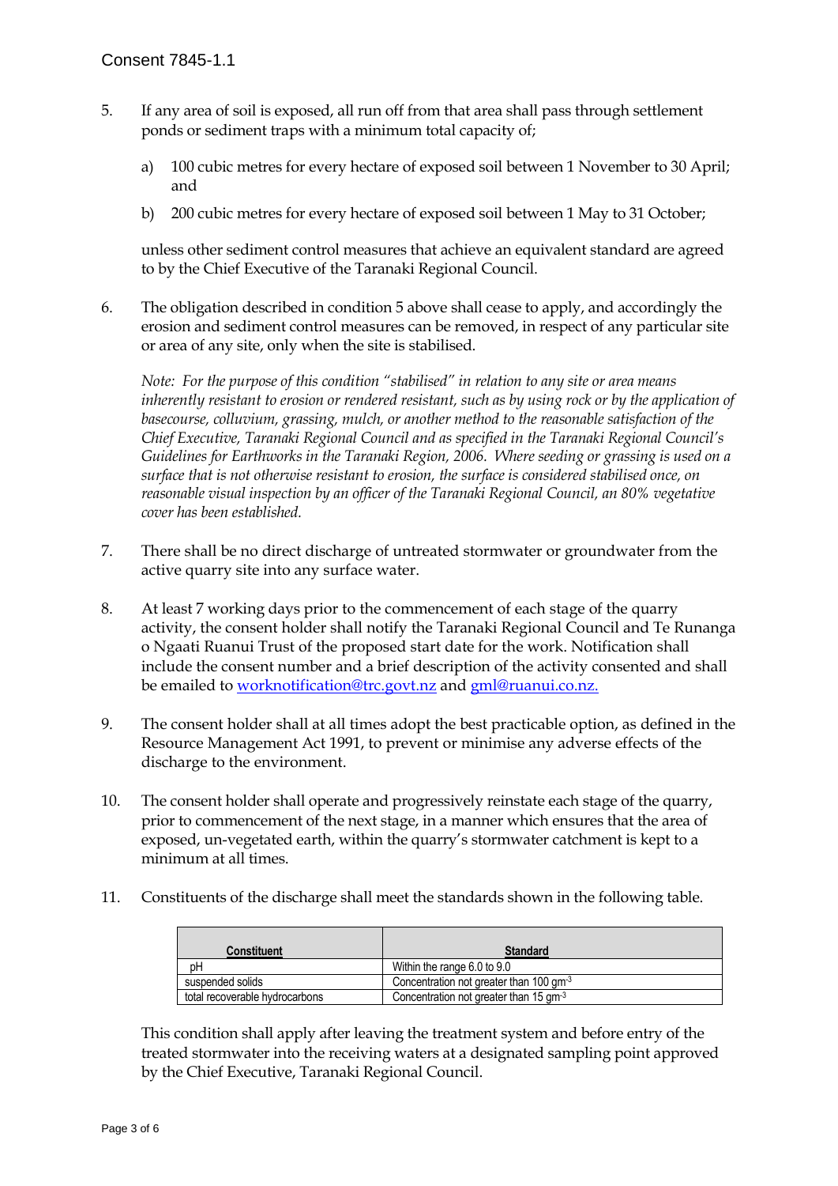Consent 7845-1.1

5. If any area of soil is exposed, all run off from that area shall pass through settlement ponds or sediment traps with a minimum total capacity of;

   a) 100 cubic metres for every hectare of exposed soil between 1 November to 30 April; and

   b) 200 cubic metres for every hectare of exposed soil between 1 May to 31 October;

   unless other sediment control measures that achieve an equivalent standard are agreed to by the Chief Executive of the Taranaki Regional Council.

6. The obligation described in condition 5 above shall cease to apply, and accordingly the erosion and sediment control measures can be removed, in respect of any particular site or area of any site, only when the site is stabilised.

   *Note: For the purpose of this condition "stabilised" in relation to any site or area means inherently resistant to erosion or rendered resistant, such as by using rock or by the application of basecourse, colluvium, grassing, mulch, or another method to the reasonable satisfaction of the Chief Executive, Taranaki Regional Council and as specified in the Taranaki Regional Council's Guidelines for Earthworks in the Taranaki Region, 2006. Where seeding or grassing is used on a surface that is not otherwise resistant to erosion, the surface is considered stabilised once, on reasonable visual inspection by an officer of the Taranaki Regional Council, an 80% vegetative cover has been established.*

7. There shall be no direct discharge of untreated stormwater or groundwater from the active quarry site into any surface water.

8. At least 7 working days prior to the commencement of each stage of the quarry activity, the consent holder shall notify the Taranaki Regional Council and Te Runanga o Ngaati Ruanui Trust of the proposed start date for the work. Notification shall include the consent number and a brief description of the activity consented and shall be emailed to worknotification@trc.govt.nz and gml@ruanui.co.nz.

9. The consent holder shall at all times adopt the best practicable option, as defined in the Resource Management Act 1991, to prevent or minimise any adverse effects of the discharge to the environment.

10. The consent holder shall operate and progressively reinstate each stage of the quarry, prior to commencement of the next stage, in a manner which ensures that the area of exposed, un-vegetated earth, within the quarry's stormwater catchment is kept to a minimum at all times.

11. Constituents of the discharge shall meet the standards shown in the following table.

| Constituent | Standard |
|---|---|
| pH | Within the range 6.0 to 9.0 |
| suspended solids | Concentration not greater than 100 $gm^{-3}$ |
| total recoverable hydrocarbons | Concentration not greater than 15 $gm^{-3}$ |

   This condition shall apply after leaving the treatment system and before entry of the treated stormwater into the receiving waters at a designated sampling point approved by the Chief Executive, Taranaki Regional Council.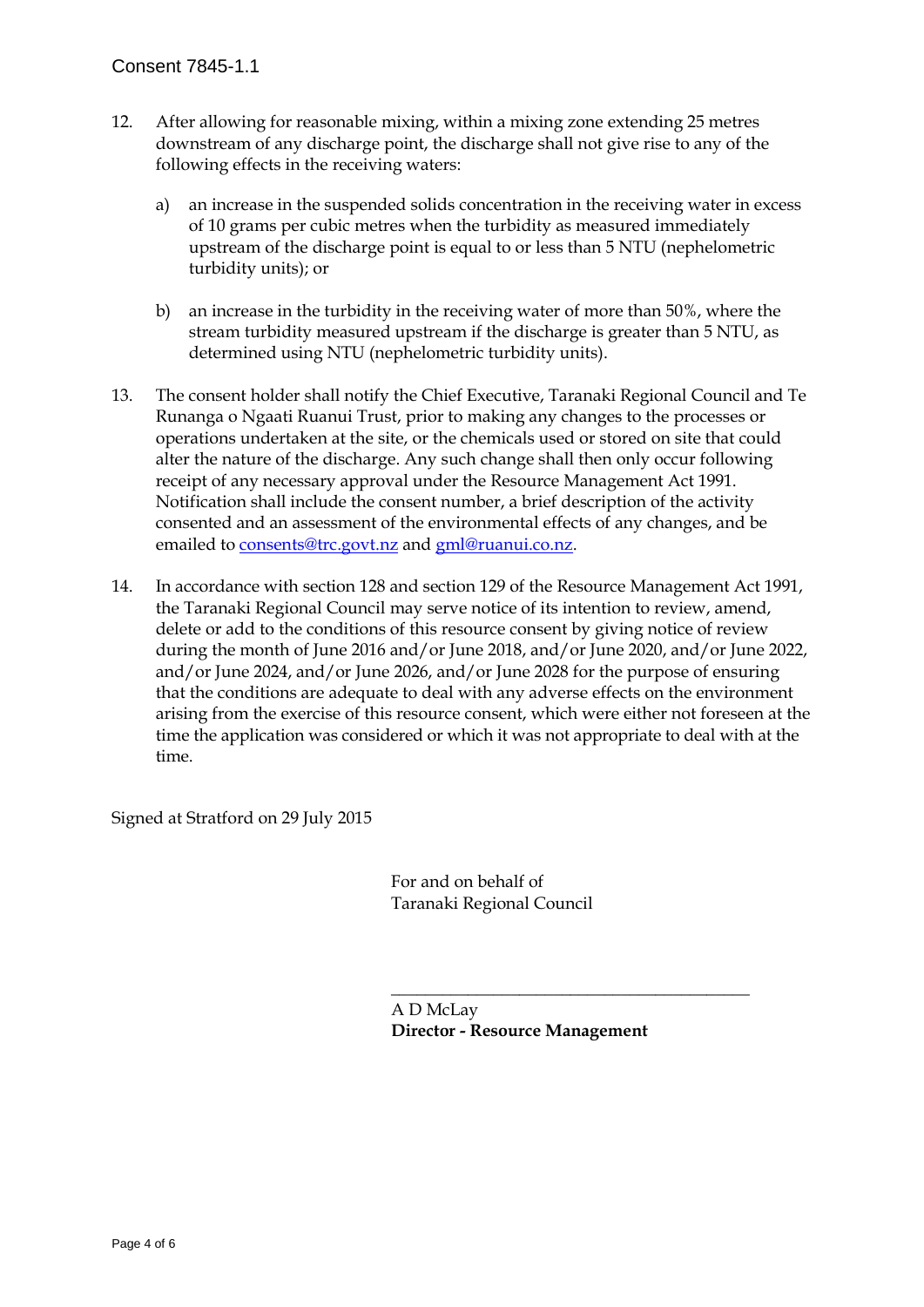12. After allowing for reasonable mixing, within a mixing zone extending 25 metres downstream of any discharge point, the discharge shall not give rise to any of the following effects in the receiving waters:

    a) an increase in the suspended solids concentration in the receiving water in excess of 10 grams per cubic metres when the turbidity as measured immediately upstream of the discharge point is equal to or less than 5 NTU (nephelometric turbidity units); or

    b) an increase in the turbidity in the receiving water of more than 50%, where the stream turbidity measured upstream if the discharge is greater than 5 NTU, as determined using NTU (nephelometric turbidity units).

13. The consent holder shall notify the Chief Executive, Taranaki Regional Council and Te Runanga o Ngaati Ruanui Trust, prior to making any changes to the processes or operations undertaken at the site, or the chemicals used or stored on site that could alter the nature of the discharge. Any such change shall then only occur following receipt of any necessary approval under the Resource Management Act 1991. Notification shall include the consent number, a brief description of the activity consented and an assessment of the environmental effects of any changes, and be emailed to consents@trc.govt.nz and gml@ruanui.co.nz.

14. In accordance with section 128 and section 129 of the Resource Management Act 1991, the Taranaki Regional Council may serve notice of its intention to review, amend, delete or add to the conditions of this resource consent by giving notice of review during the month of June 2016 and/or June 2018, and/or June 2020, and/or June 2022, and/or June 2024, and/or June 2026, and/or June 2028 for the purpose of ensuring that the conditions are adequate to deal with any adverse effects on the environment arising from the exercise of this resource consent, which were either not foreseen at the time the application was considered or which it was not appropriate to deal with at the time.

Signed at Stratford on 29 July 2015

For and on behalf of
Taranaki Regional Council

\_\_\_\_\_\_\_\_\_\_\_\_\_\_\_\_\_\_\_\_\_\_\_\_\_\_\_\_\_\_\_\_\_\_\_\_\_\_\_\_\_\_\_\_

A D McLay
**Director - Resource Management**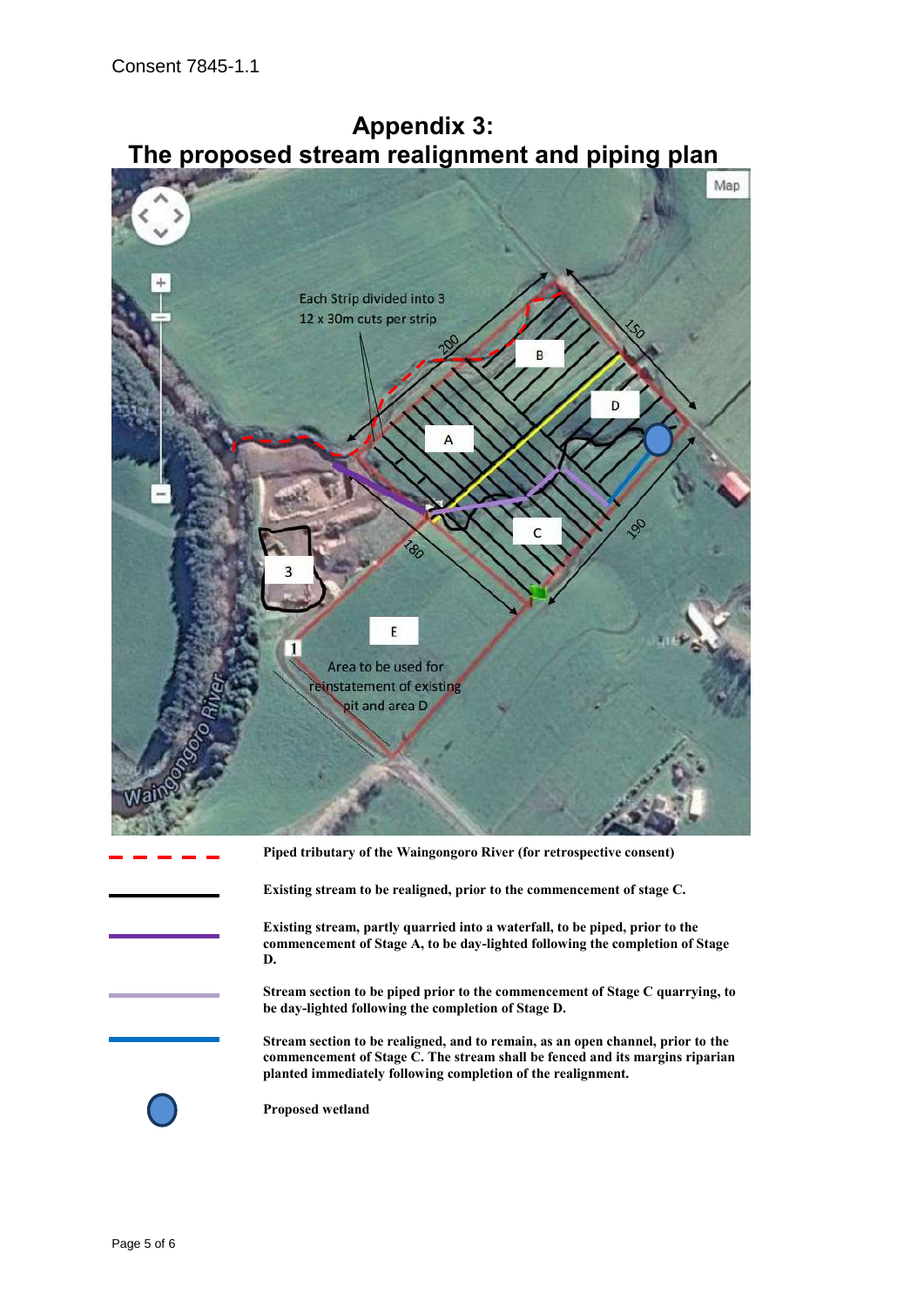# Appendix 3:
# The proposed stream realignment and piping plan

Piped tributary of the Waingongoro River (for retrospective consent)

Existing stream to be realigned, prior to the commencement of stage C.

Existing stream, partly quarried into a waterfall, to be piped, prior to the commencement of Stage A, to be day-lighted following the completion of Stage D.

Stream section to be piped prior to the commencement of Stage C quarrying, to be day-lighted following the completion of Stage D.

Stream section to be realigned, and to remain, as an open channel, prior to the commencement of Stage C. The stream shall be fenced and its margins riparian planted immediately following completion of the realignment.

Proposed wetland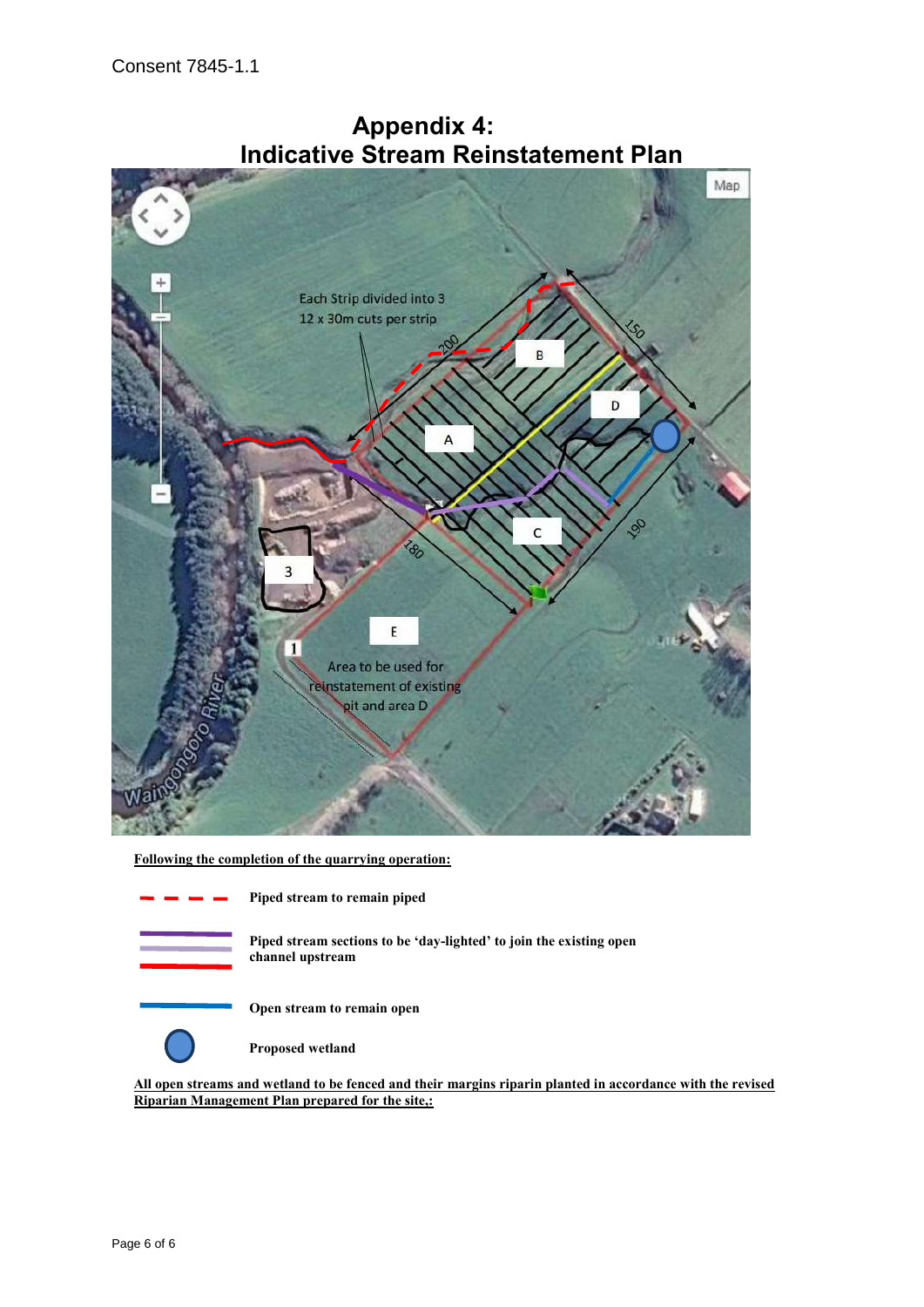# Appendix 4: Indicative Stream Reinstatement Plan

Each Strip divided into 3
12 x 30m cuts per strip

200

150

190

180

A

B

C

D

E

3

1

Area to be used for reinstatement of existing pit and area D

Waingongoro River

Map

**Following the completion of the quarrying operation:**

**Piped stream to remain piped**

**Piped stream sections to be 'day-lighted' to join the existing open channel upstream**

**Open stream to remain open**

**Proposed wetland**

**All open streams and wetland to be fenced and their margins riparin planted in accordance with the revised Riparian Management Plan prepared for the site.:**